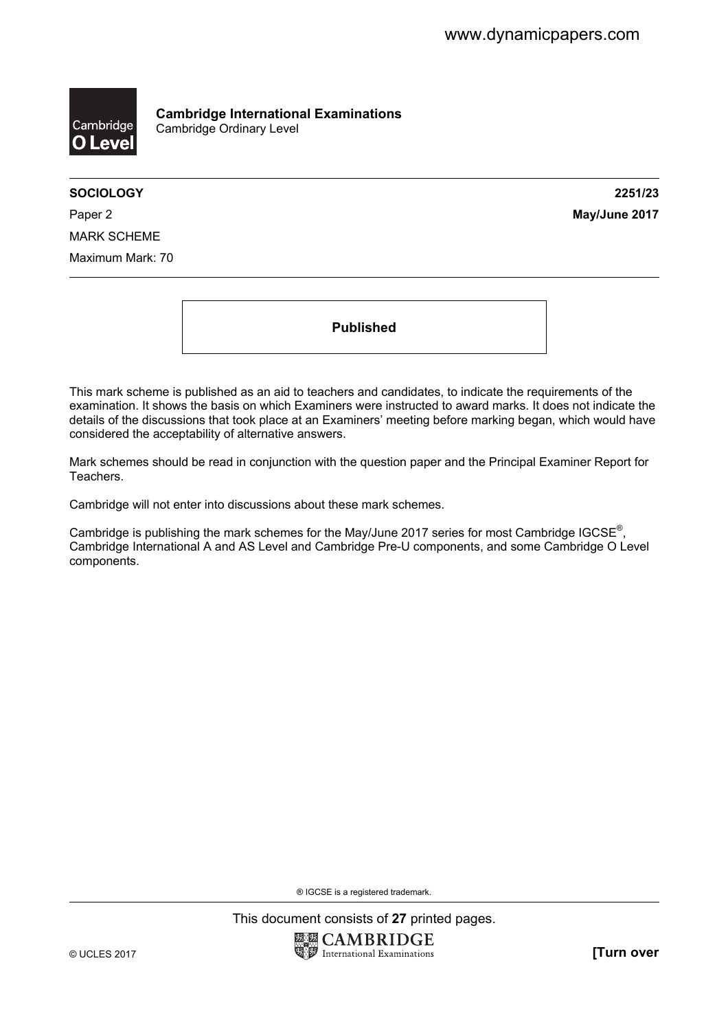**Cambridge International Examinations**
Cambridge Ordinary Level

| | |
|---|---|
| **SOCIOLOGY** | **2251/23** |
| Paper 2 | **May/June 2017** |
| MARK SCHEME | |
| Maximum Mark: 70 | |

**Published**

This mark scheme is published as an aid to teachers and candidates, to indicate the requirements of the examination. It shows the basis on which Examiners were instructed to award marks. It does not indicate the details of the discussions that took place at an Examiners' meeting before marking began, which would have considered the acceptability of alternative answers.

Mark schemes should be read in conjunction with the question paper and the Principal Examiner Report for Teachers.

Cambridge will not enter into discussions about these mark schemes.

Cambridge is publishing the mark schemes for the May/June 2017 series for most Cambridge IGCSE®, Cambridge International A and AS Level and Cambridge Pre-U components, and some Cambridge O Level components.

® IGCSE is a registered trademark.

This document consists of **27** printed pages.

© UCLES 2017 **[Turn over**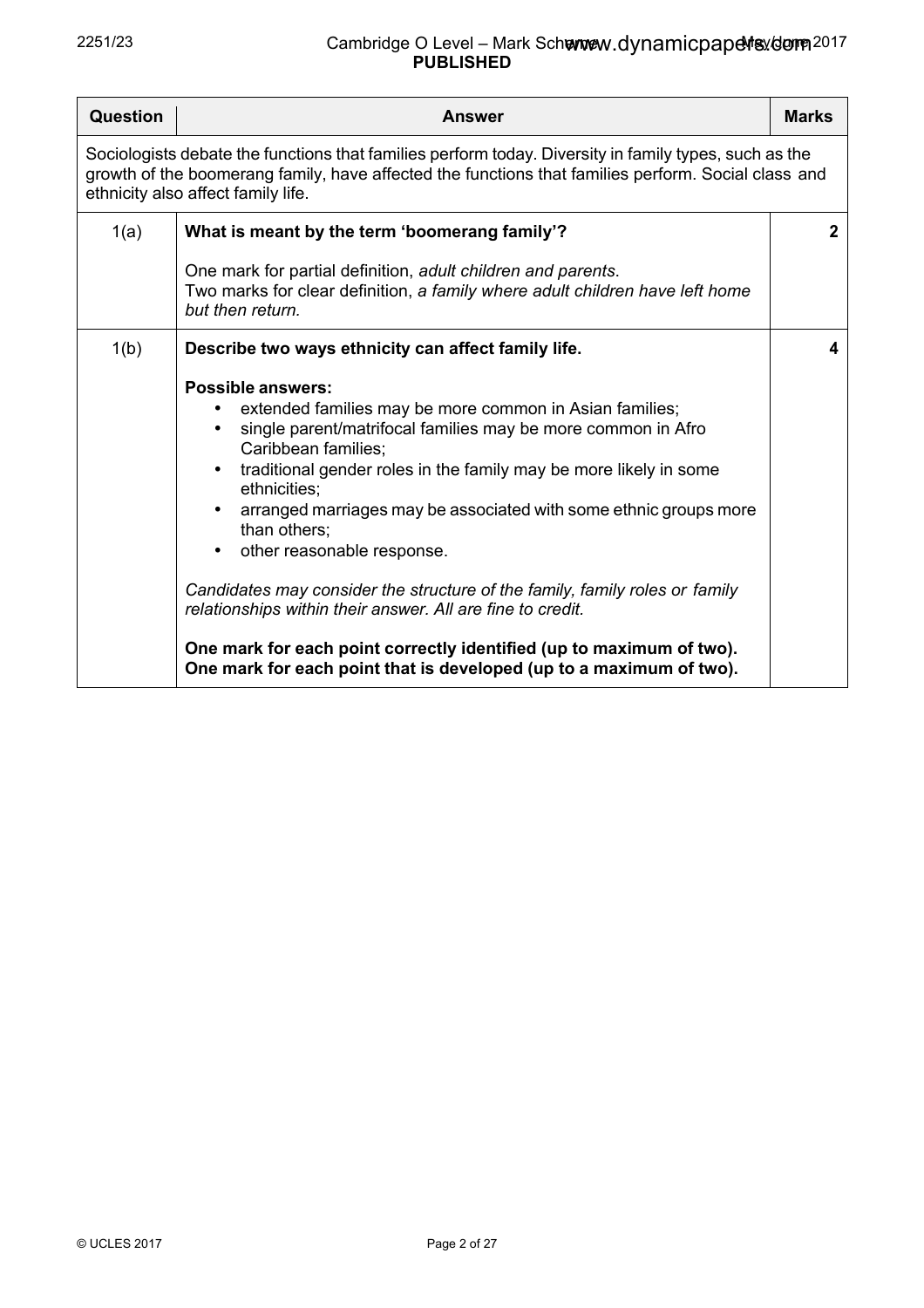| Question | Answer | Marks |
|---|---|---|
| Sociologists debate the functions that families perform today. Diversity in family types, such as the growth of the boomerang family, have affected the functions that families perform. Social class and ethnicity also affect family life. | | |
| 1(a) | **What is meant by the term 'boomerang family'?**<br><br>One mark for partial definition, *adult children and parents*.<br>Two marks for clear definition, *a family where adult children have left home but then return.* | **2** |
| 1(b) | **Describe two ways ethnicity can affect family life.**<br><br>**Possible answers:**<br>• extended families may be more common in Asian families;<br>• single parent/matrifocal families may be more common in Afro Caribbean families;<br>• traditional gender roles in the family may be more likely in some ethnicities;<br>• arranged marriages may be associated with some ethnic groups more than others;<br>• other reasonable response.<br><br>*Candidates may consider the structure of the family, family roles or family relationships within their answer. All are fine to credit.*<br><br>**One mark for each point correctly identified (up to maximum of two).**<br>**One mark for each point that is developed (up to a maximum of two).** | **4** |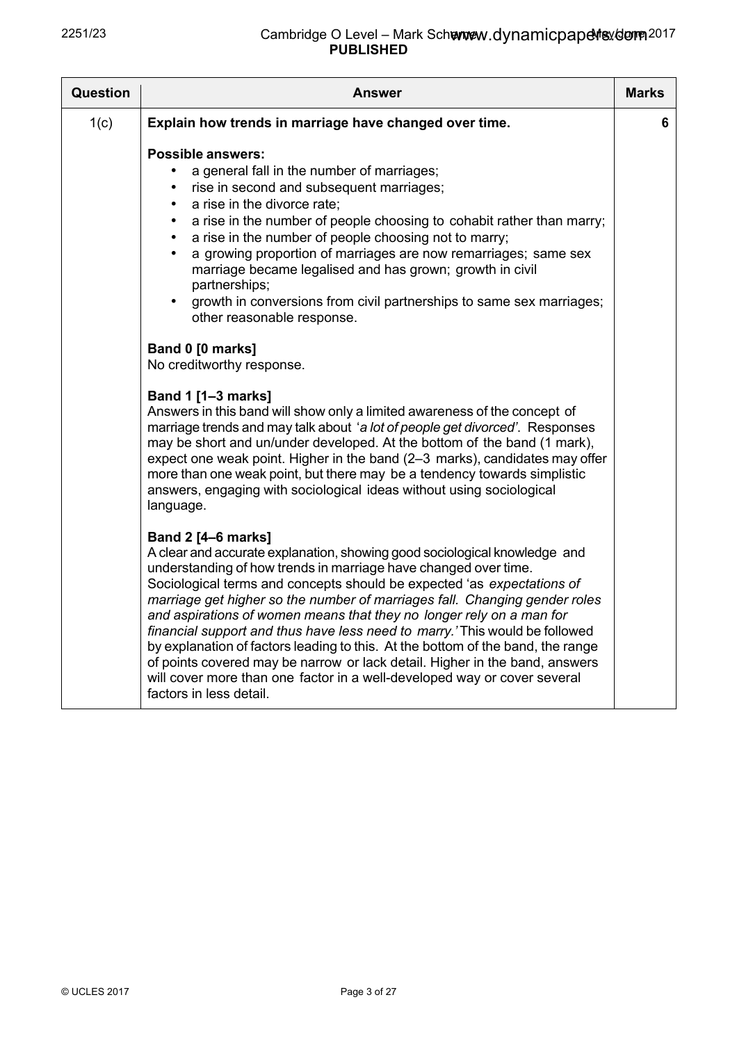| Question | Answer | Marks |
|---|---|---|
| 1(c) | **Explain how trends in marriage have changed over time.**<br><br>**Possible answers:**<br>• a general fall in the number of marriages;<br>• rise in second and subsequent marriages;<br>• a rise in the divorce rate;<br>• a rise in the number of people choosing to cohabit rather than marry;<br>• a rise in the number of people choosing not to marry;<br>• a growing proportion of marriages are now remarriages; same sex marriage became legalised and has grown; growth in civil partnerships;<br>• growth in conversions from civil partnerships to same sex marriages; other reasonable response.<br><br>**Band 0 [0 marks]**<br>No creditworthy response.<br><br>**Band 1 [1–3 marks]**<br>Answers in this band will show only a limited awareness of the concept of marriage trends and may talk about '*a lot of people get divorced*'. Responses may be short and un/under developed. At the bottom of the band (1 mark), expect one weak point. Higher in the band (2–3 marks), candidates may offer more than one weak point, but there may be a tendency towards simplistic answers, engaging with sociological ideas without using sociological language.<br><br>**Band 2 [4–6 marks]**<br>A clear and accurate explanation, showing good sociological knowledge and understanding of how trends in marriage have changed over time. Sociological terms and concepts should be expected 'as *expectations of marriage get higher so the number of marriages fall. Changing gender roles and aspirations of women means that they no longer rely on a man for financial support and thus have less need to marry.'* This would be followed by explanation of factors leading to this. At the bottom of the band, the range of points covered may be narrow or lack detail. Higher in the band, answers will cover more than one factor in a well-developed way or cover several factors in less detail. | 6 |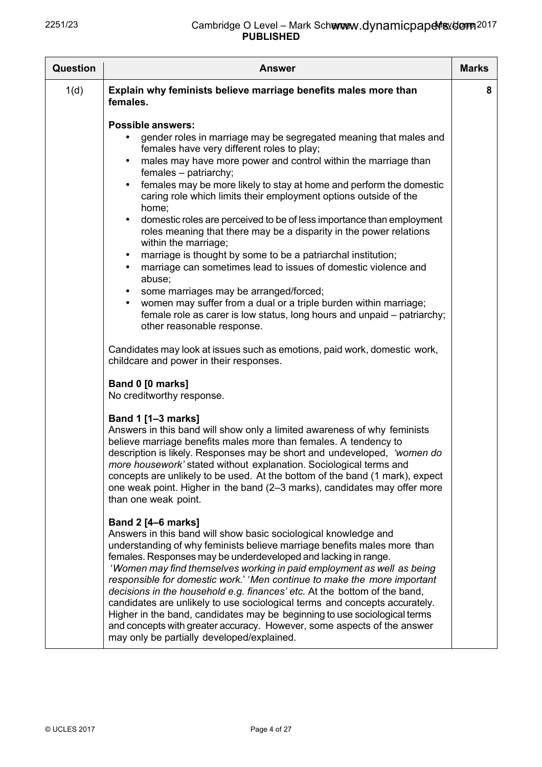| Question | Answer | Marks |
|---|---|---|
| 1(d) | **Explain why feminists believe marriage benefits males more than females.**<br><br>**Possible answers:**<br>• gender roles in marriage may be segregated meaning that males and females have very different roles to play;<br>• males may have more power and control within the marriage than females – patriarchy;<br>• females may be more likely to stay at home and perform the domestic caring role which limits their employment options outside of the home;<br>• domestic roles are perceived to be of less importance than employment roles meaning that there may be a disparity in the power relations within the marriage;<br>• marriage is thought by some to be a patriarchal institution;<br>• marriage can sometimes lead to issues of domestic violence and abuse;<br>• some marriages may be arranged/forced;<br>• women may suffer from a dual or a triple burden within marriage; female role as carer is low status, long hours and unpaid – patriarchy; other reasonable response.<br><br>Candidates may look at issues such as emotions, paid work, domestic work, childcare and power in their responses.<br><br>**Band 0 [0 marks]**<br>No creditworthy response.<br><br>**Band 1 [1–3 marks]**<br>Answers in this band will show only a limited awareness of why feminists believe marriage benefits males more than females. A tendency to description is likely. Responses may be short and undeveloped, *'women do more housework'* stated without explanation. Sociological terms and concepts are unlikely to be used. At the bottom of the band (1 mark), expect one weak point. Higher in the band (2–3 marks), candidates may offer more than one weak point.<br><br>**Band 2 [4–6 marks]**<br>Answers in this band will show basic sociological knowledge and understanding of why feminists believe marriage benefits males more than females. Responses may be underdeveloped and lacking in range. *'Women may find themselves working in paid employment as well as being responsible for domestic work.' 'Men continue to make the more important decisions in the household e.g. finances' etc.* At the bottom of the band, candidates are unlikely to use sociological terms and concepts accurately. Higher in the band, candidates may be beginning to use sociological terms and concepts with greater accuracy. However, some aspects of the answer may only be partially developed/explained. | 8 |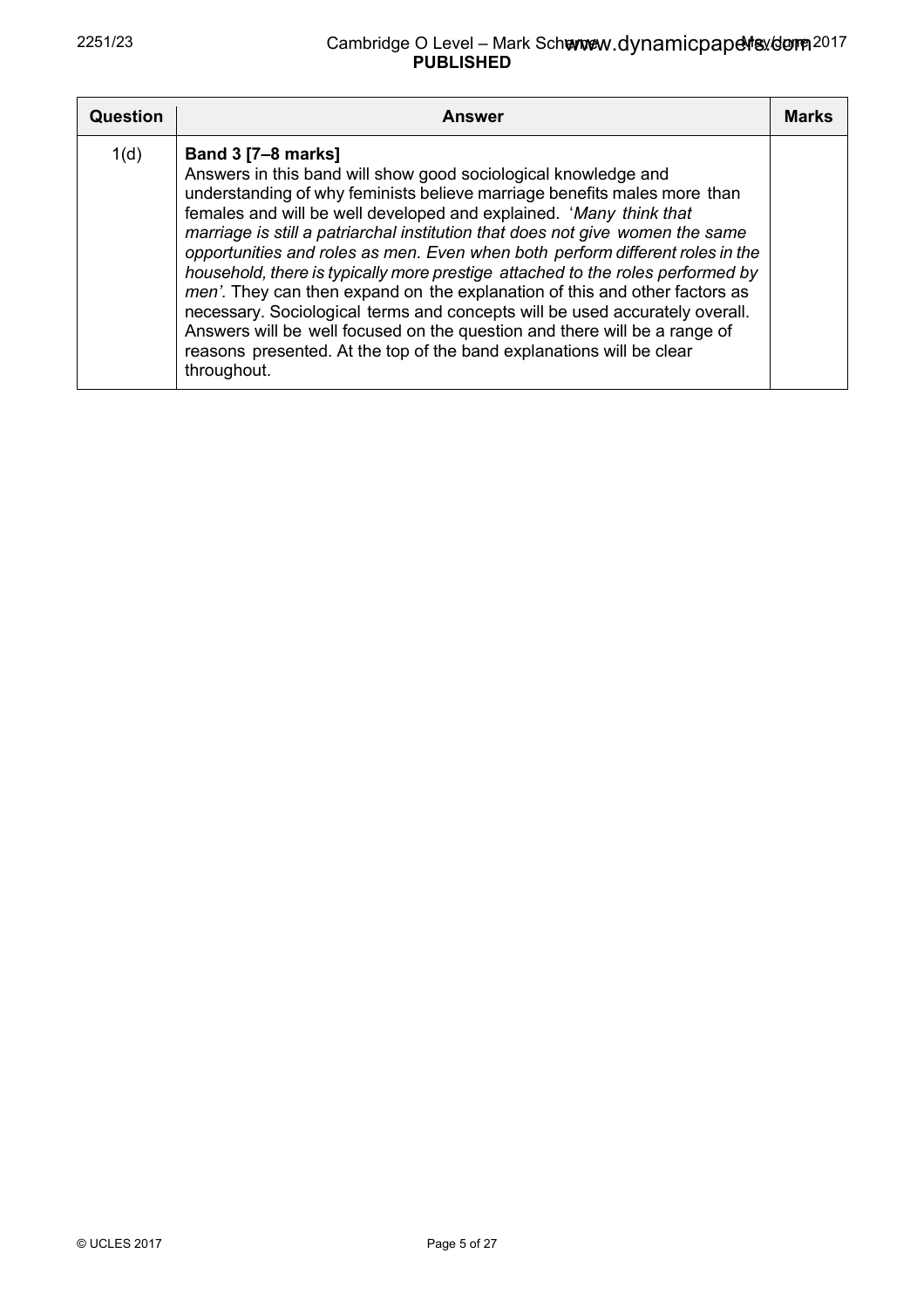| Question | Answer | Marks |
|---|---|---|
| 1(d) | **Band 3 [7–8 marks]**<br>Answers in this band will show good sociological knowledge and understanding of why feminists believe marriage benefits males more than females and will be well developed and explained. '*Many think that marriage is still a patriarchal institution that does not give women the same opportunities and roles as men. Even when both perform different roles in the household, there is typically more prestige attached to the roles performed by men'*. They can then expand on the explanation of this and other factors as necessary. Sociological terms and concepts will be used accurately overall. Answers will be well focused on the question and there will be a range of reasons presented. At the top of the band explanations will be clear throughout. | |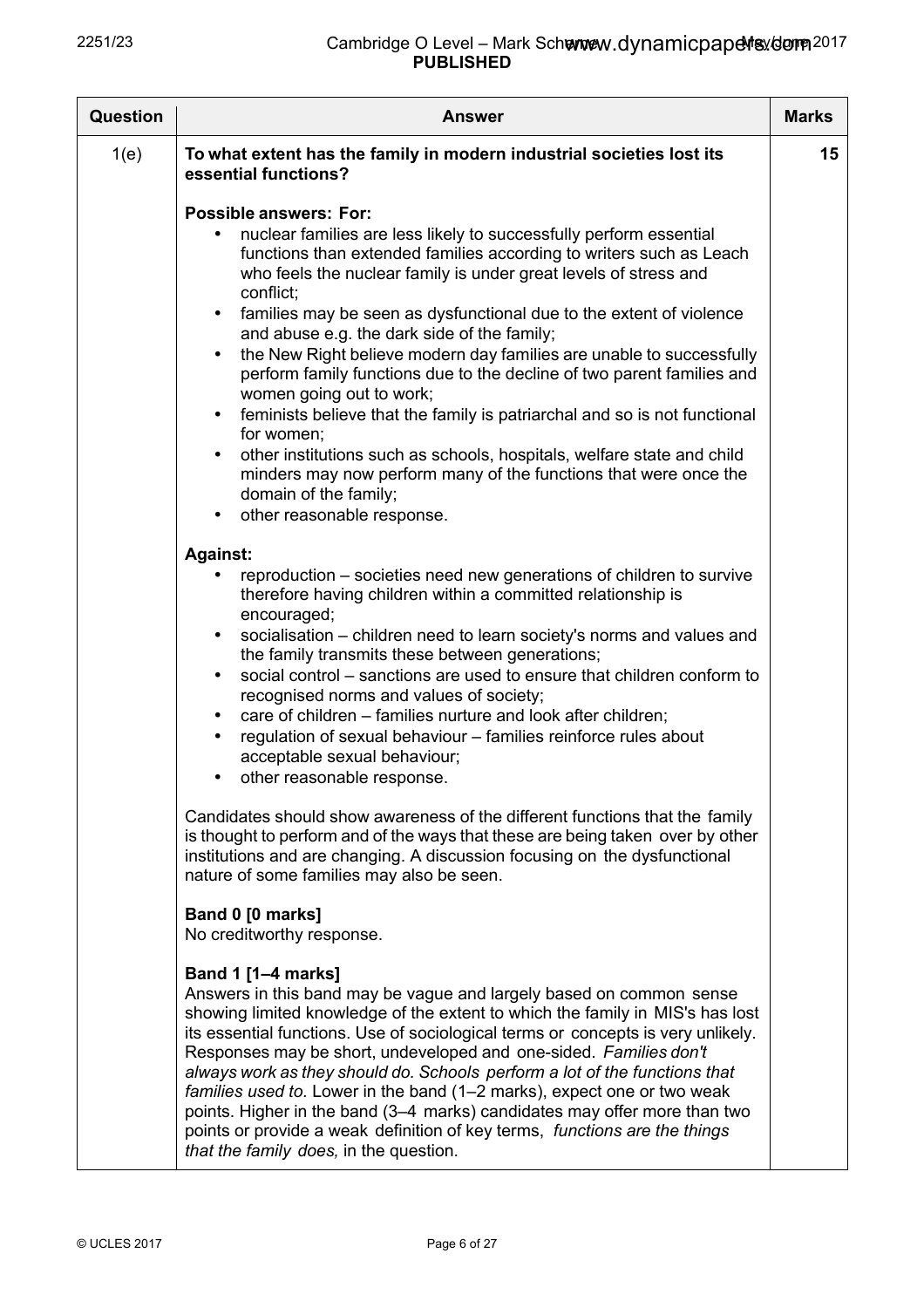| Question | Answer | Marks |
|---|---|---|
| 1(e) | **To what extent has the family in modern industrial societies lost its essential functions?**<br><br>**Possible answers: For:**<br>• nuclear families are less likely to successfully perform essential functions than extended families according to writers such as Leach who feels the nuclear family is under great levels of stress and conflict;<br>• families may be seen as dysfunctional due to the extent of violence and abuse e.g. the dark side of the family;<br>• the New Right believe modern day families are unable to successfully perform family functions due to the decline of two parent families and women going out to work;<br>• feminists believe that the family is patriarchal and so is not functional for women;<br>• other institutions such as schools, hospitals, welfare state and child minders may now perform many of the functions that were once the domain of the family;<br>• other reasonable response.<br><br>**Against:**<br>• reproduction – societies need new generations of children to survive therefore having children within a committed relationship is encouraged;<br>• socialisation – children need to learn society's norms and values and the family transmits these between generations;<br>• social control – sanctions are used to ensure that children conform to recognised norms and values of society;<br>• care of children – families nurture and look after children;<br>• regulation of sexual behaviour – families reinforce rules about acceptable sexual behaviour;<br>• other reasonable response.<br><br>Candidates should show awareness of the different functions that the family is thought to perform and of the ways that these are being taken over by other institutions and are changing. A discussion focusing on the dysfunctional nature of some families may also be seen.<br><br>**Band 0 [0 marks]**<br>No creditworthy response.<br><br>**Band 1 [1–4 marks]**<br>Answers in this band may be vague and largely based on common sense showing limited knowledge of the extent to which the family in MIS's has lost its essential functions. Use of sociological terms or concepts is very unlikely. Responses may be short, undeveloped and one-sided. *Families don't always work as they should do. Schools perform a lot of the functions that families used to.* Lower in the band (1–2 marks), expect one or two weak points. Higher in the band (3–4 marks) candidates may offer more than two points or provide a weak definition of key terms, *functions are the things that the family does,* in the question. | 15 |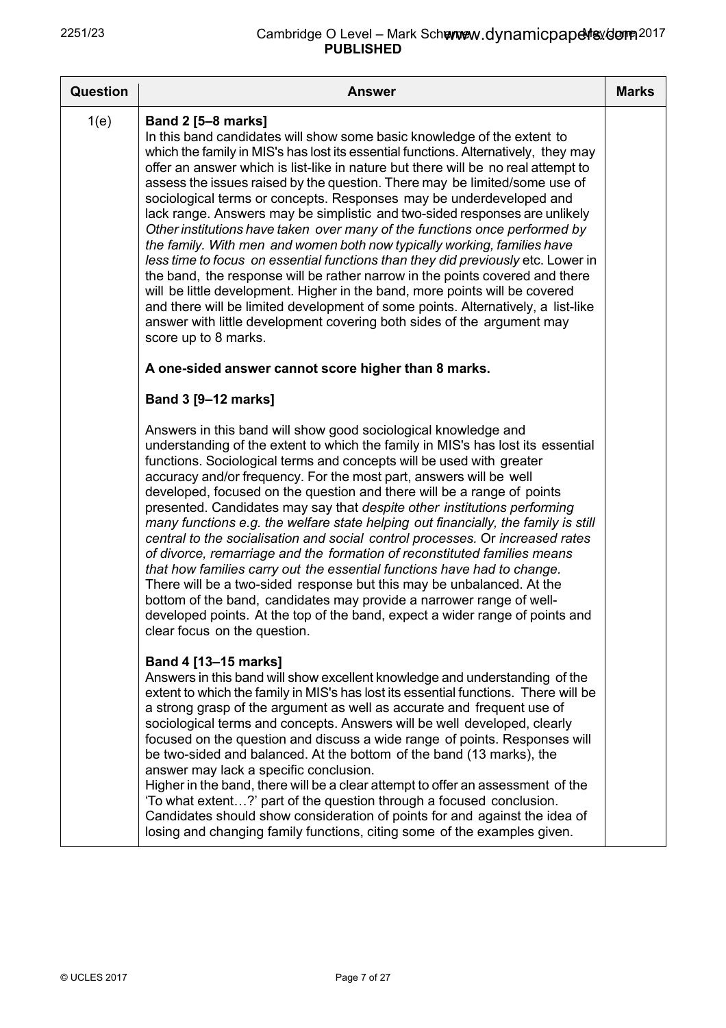| Question | Answer | Marks |
|---|---|---|
| 1(e) | **Band 2 [5–8 marks]**<br>In this band candidates will show some basic knowledge of the extent to which the family in MIS's has lost its essential functions. Alternatively, they may offer an answer which is list-like in nature but there will be no real attempt to assess the issues raised by the question. There may be limited/some use of sociological terms or concepts. Responses may be underdeveloped and lack range. Answers may be simplistic and two-sided responses are unlikely *Other institutions have taken over many of the functions once performed by the family. With men and women both now typically working, families have less time to focus on essential functions than they did previously* etc. Lower in the band, the response will be rather narrow in the points covered and there will be little development. Higher in the band, more points will be covered and there will be limited development of some points. Alternatively, a list-like answer with little development covering both sides of the argument may score up to 8 marks.<br><br>**A one-sided answer cannot score higher than 8 marks.**<br><br>**Band 3 [9–12 marks]**<br><br>Answers in this band will show good sociological knowledge and understanding of the extent to which the family in MIS's has lost its essential functions. Sociological terms and concepts will be used with greater accuracy and/or frequency. For the most part, answers will be well developed, focused on the question and there will be a range of points presented. Candidates may say that *despite other institutions performing many functions e.g. the welfare state helping out financially, the family is still central to the socialisation and social control processes.* Or *increased rates of divorce, remarriage and the formation of reconstituted families means that how families carry out the essential functions have had to change.* There will be a two-sided response but this may be unbalanced. At the bottom of the band, candidates may provide a narrower range of well-developed points. At the top of the band, expect a wider range of points and clear focus on the question.<br><br>**Band 4 [13–15 marks]**<br>Answers in this band will show excellent knowledge and understanding of the extent to which the family in MIS's has lost its essential functions. There will be a strong grasp of the argument as well as accurate and frequent use of sociological terms and concepts. Answers will be well developed, clearly focused on the question and discuss a wide range of points. Responses will be two-sided and balanced. At the bottom of the band (13 marks), the answer may lack a specific conclusion.<br>Higher in the band, there will be a clear attempt to offer an assessment of the 'To what extent…?' part of the question through a focused conclusion. Candidates should show consideration of points for and against the idea of losing and changing family functions, citing some of the examples given. | |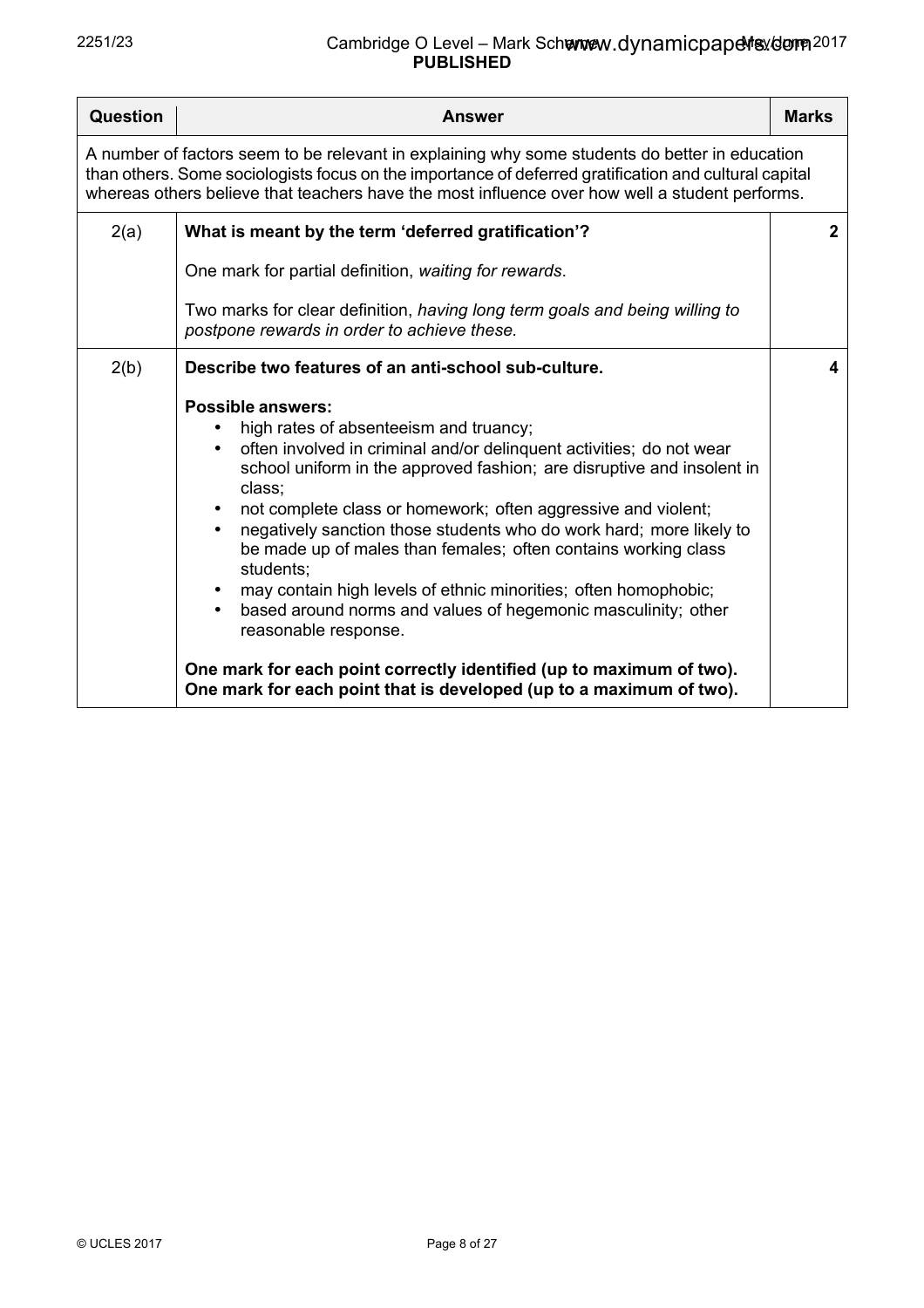| Question | Answer | Marks |
|---|---|---|
| A number of factors seem to be relevant in explaining why some students do better in education than others. Some sociologists focus on the importance of deferred gratification and cultural capital whereas others believe that teachers have the most influence over how well a student performs. | | |
| 2(a) | **What is meant by the term 'deferred gratification'?**<br><br>One mark for partial definition, *waiting for rewards*.<br><br>Two marks for clear definition, *having long term goals and being willing to postpone rewards in order to achieve these.* | **2** |
| 2(b) | **Describe two features of an anti-school sub-culture.**<br><br>**Possible answers:**<br>• high rates of absenteeism and truancy;<br>• often involved in criminal and/or delinquent activities; do not wear school uniform in the approved fashion; are disruptive and insolent in class;<br>• not complete class or homework; often aggressive and violent;<br>• negatively sanction those students who do work hard; more likely to be made up of males than females; often contains working class students;<br>• may contain high levels of ethnic minorities; often homophobic;<br>• based around norms and values of hegemonic masculinity; other reasonable response.<br><br>**One mark for each point correctly identified (up to maximum of two).**<br>**One mark for each point that is developed (up to a maximum of two).** | **4** |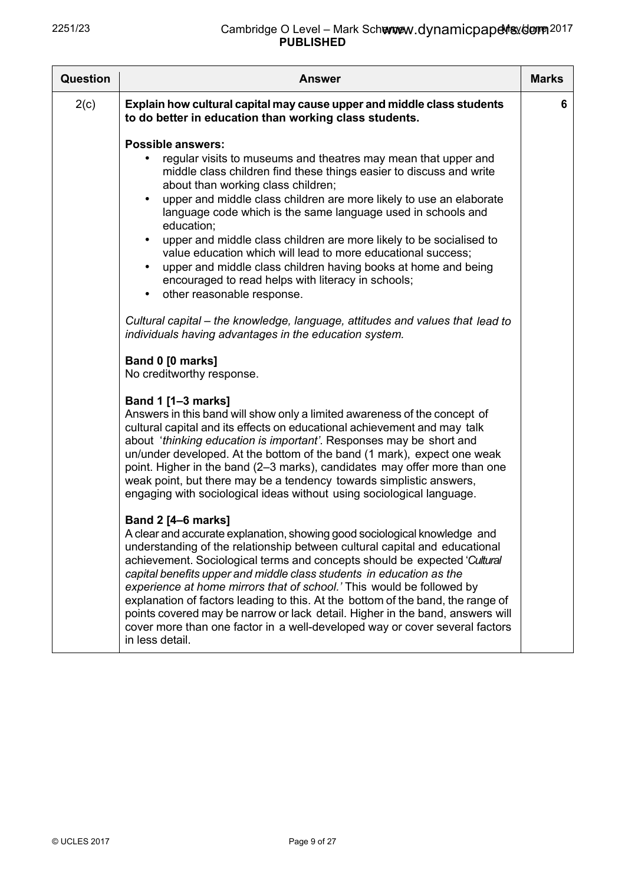| Question | Answer | Marks |
|---|---|---|
| 2(c) | **Explain how cultural capital may cause upper and middle class students to do better in education than working class students.**<br><br>**Possible answers:**<br>• regular visits to museums and theatres may mean that upper and middle class children find these things easier to discuss and write about than working class children;<br>• upper and middle class children are more likely to use an elaborate language code which is the same language used in schools and education;<br>• upper and middle class children are more likely to be socialised to value education which will lead to more educational success;<br>• upper and middle class children having books at home and being encouraged to read helps with literacy in schools;<br>• other reasonable response.<br><br>*Cultural capital – the knowledge, language, attitudes and values that lead to individuals having advantages in the education system.*<br><br>**Band 0 [0 marks]**<br>No creditworthy response.<br><br>**Band 1 [1–3 marks]**<br>Answers in this band will show only a limited awareness of the concept of cultural capital and its effects on educational achievement and may talk about '*thinking education is important*'. Responses may be short and un/under developed. At the bottom of the band (1 mark), expect one weak point. Higher in the band (2–3 marks), candidates may offer more than one weak point, but there may be a tendency towards simplistic answers, engaging with sociological ideas without using sociological language.<br><br>**Band 2 [4–6 marks]**<br>A clear and accurate explanation, showing good sociological knowledge and understanding of the relationship between cultural capital and educational achievement. Sociological terms and concepts should be expected '*Cultural capital benefits upper and middle class students in education as the experience at home mirrors that of school.*' This would be followed by explanation of factors leading to this. At the bottom of the band, the range of points covered may be narrow or lack detail. Higher in the band, answers will cover more than one factor in a well-developed way or cover several factors in less detail. | 6 |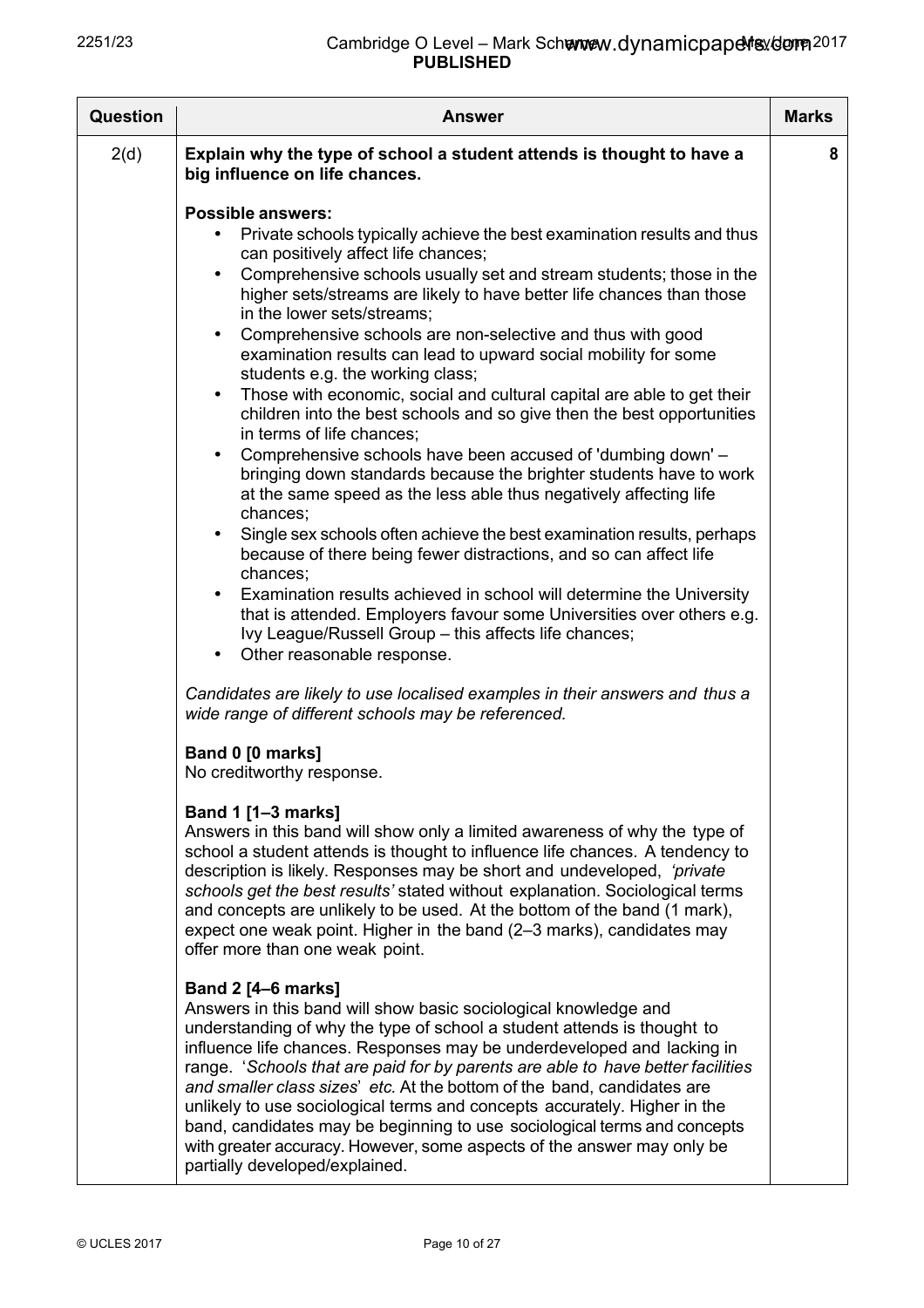| Question | Answer | Marks |
|---|---|---|
| 2(d) | **Explain why the type of school a student attends is thought to have a big influence on life chances.**<br><br>**Possible answers:**<br>• Private schools typically achieve the best examination results and thus can positively affect life chances;<br>• Comprehensive schools usually set and stream students; those in the higher sets/streams are likely to have better life chances than those in the lower sets/streams;<br>• Comprehensive schools are non-selective and thus with good examination results can lead to upward social mobility for some students e.g. the working class;<br>• Those with economic, social and cultural capital are able to get their children into the best schools and so give then the best opportunities in terms of life chances;<br>• Comprehensive schools have been accused of 'dumbing down' – bringing down standards because the brighter students have to work at the same speed as the less able thus negatively affecting life chances;<br>• Single sex schools often achieve the best examination results, perhaps because of there being fewer distractions, and so can affect life chances;<br>• Examination results achieved in school will determine the University that is attended. Employers favour some Universities over others e.g. Ivy League/Russell Group – this affects life chances;<br>• Other reasonable response.<br><br>*Candidates are likely to use localised examples in their answers and thus a wide range of different schools may be referenced.*<br><br>**Band 0 [0 marks]**<br>No creditworthy response.<br><br>**Band 1 [1–3 marks]**<br>Answers in this band will show only a limited awareness of why the type of school a student attends is thought to influence life chances. A tendency to description is likely. Responses may be short and undeveloped, *'private schools get the best results'* stated without explanation. Sociological terms and concepts are unlikely to be used. At the bottom of the band (1 mark), expect one weak point. Higher in the band (2–3 marks), candidates may offer more than one weak point.<br><br>**Band 2 [4–6 marks]**<br>Answers in this band will show basic sociological knowledge and understanding of why the type of school a student attends is thought to influence life chances. Responses may be underdeveloped and lacking in range. '*Schools that are paid for by parents are able to have better facilities and smaller class sizes*' *etc.* At the bottom of the band, candidates are unlikely to use sociological terms and concepts accurately. Higher in the band, candidates may be beginning to use sociological terms and concepts with greater accuracy. However, some aspects of the answer may only be partially developed/explained. | 8 |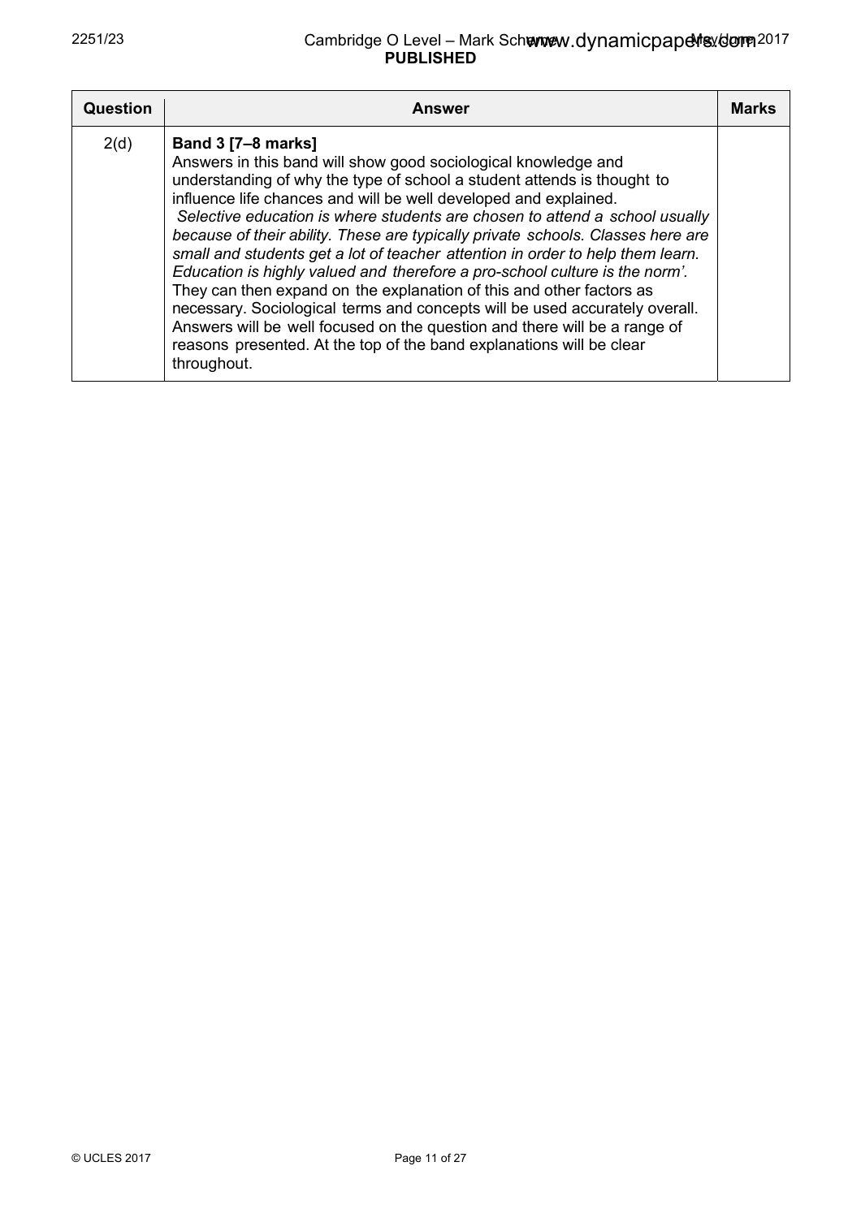| Question | Answer | Marks |
|---|---|---|
| 2(d) | **Band 3 [7–8 marks]**<br>Answers in this band will show good sociological knowledge and understanding of why the type of school a student attends is thought to influence life chances and will be well developed and explained.<br>*Selective education is where students are chosen to attend a school usually because of their ability. These are typically private schools. Classes here are small and students get a lot of teacher attention in order to help them learn. Education is highly valued and therefore a pro-school culture is the norm'.*<br>They can then expand on the explanation of this and other factors as necessary. Sociological terms and concepts will be used accurately overall. Answers will be well focused on the question and there will be a range of reasons presented. At the top of the band explanations will be clear throughout. | |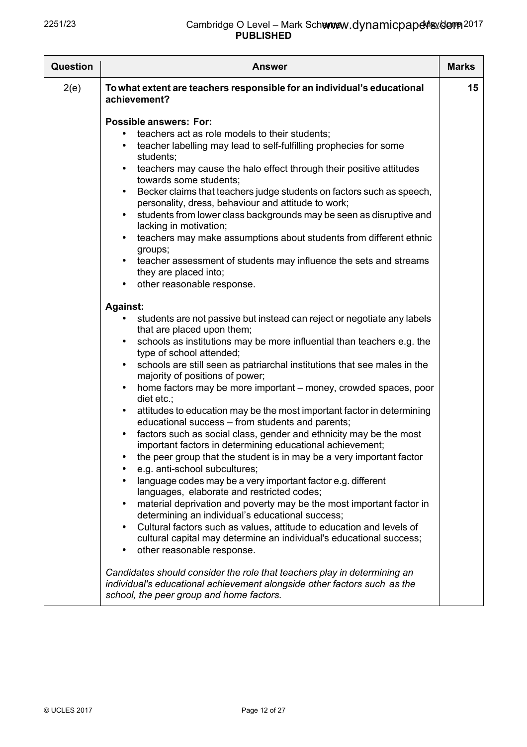| Question | Answer | Marks |
|---|---|---|
| 2(e) | **To what extent are teachers responsible for an individual's educational achievement?**<br><br>**Possible answers: For:**<br>• teachers act as role models to their students;<br>• teacher labelling may lead to self-fulfilling prophecies for some students;<br>• teachers may cause the halo effect through their positive attitudes towards some students;<br>• Becker claims that teachers judge students on factors such as speech, personality, dress, behaviour and attitude to work;<br>• students from lower class backgrounds may be seen as disruptive and lacking in motivation;<br>• teachers may make assumptions about students from different ethnic groups;<br>• teacher assessment of students may influence the sets and streams they are placed into;<br>• other reasonable response.<br><br>**Against:**<br>• students are not passive but instead can reject or negotiate any labels that are placed upon them;<br>• schools as institutions may be more influential than teachers e.g. the type of school attended;<br>• schools are still seen as patriarchal institutions that see males in the majority of positions of power;<br>• home factors may be more important – money, crowded spaces, poor diet etc.;<br>• attitudes to education may be the most important factor in determining educational success – from students and parents;<br>• factors such as social class, gender and ethnicity may be the most important factors in determining educational achievement;<br>• the peer group that the student is in may be a very important factor<br>• e.g. anti-school subcultures;<br>• language codes may be a very important factor e.g. different languages, elaborate and restricted codes;<br>• material deprivation and poverty may be the most important factor in determining an individual's educational success;<br>• Cultural factors such as values, attitude to education and levels of cultural capital may determine an individual's educational success;<br>• other reasonable response.<br><br>*Candidates should consider the role that teachers play in determining an individual's educational achievement alongside other factors such as the school, the peer group and home factors.* | 15 |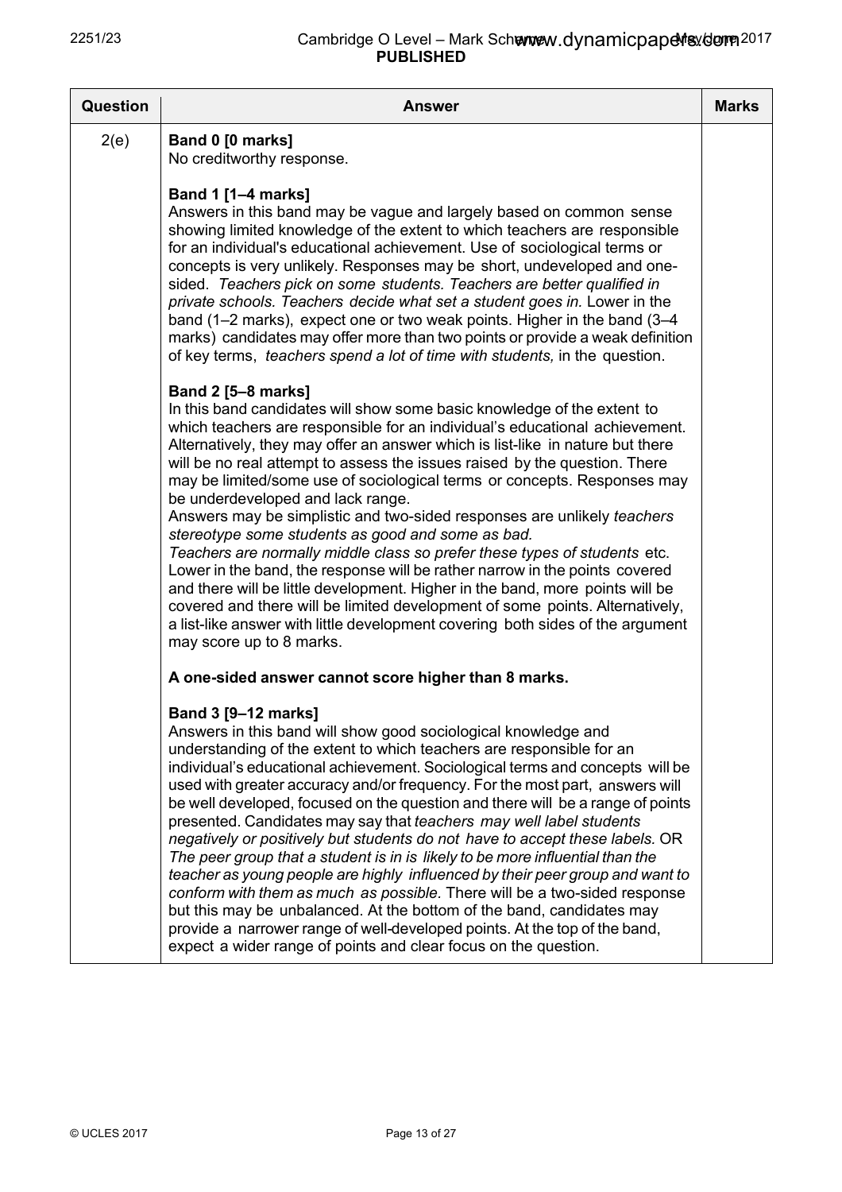| Question | Answer | Marks |
|---|---|---|
| 2(e) | **Band 0 [0 marks]**<br>No creditworthy response.<br><br>**Band 1 [1–4 marks]**<br>Answers in this band may be vague and largely based on common sense showing limited knowledge of the extent to which teachers are responsible for an individual's educational achievement. Use of sociological terms or concepts is very unlikely. Responses may be short, undeveloped and one-sided. *Teachers pick on some students. Teachers are better qualified in private schools. Teachers decide what set a student goes in.* Lower in the band (1–2 marks), expect one or two weak points. Higher in the band (3–4 marks) candidates may offer more than two points or provide a weak definition of key terms, *teachers spend a lot of time with students,* in the question.<br><br>**Band 2 [5–8 marks]**<br>In this band candidates will show some basic knowledge of the extent to which teachers are responsible for an individual's educational achievement. Alternatively, they may offer an answer which is list-like in nature but there will be no real attempt to assess the issues raised by the question. There may be limited/some use of sociological terms or concepts. Responses may be underdeveloped and lack range.<br>Answers may be simplistic and two-sided responses are unlikely *teachers stereotype some students as good and some as bad.*<br>*Teachers are normally middle class so prefer these types of students* etc.<br>Lower in the band, the response will be rather narrow in the points covered and there will be little development. Higher in the band, more points will be covered and there will be limited development of some points. Alternatively, a list-like answer with little development covering both sides of the argument may score up to 8 marks.<br><br>**A one-sided answer cannot score higher than 8 marks.**<br><br>**Band 3 [9–12 marks]**<br>Answers in this band will show good sociological knowledge and understanding of the extent to which teachers are responsible for an individual's educational achievement. Sociological terms and concepts will be used with greater accuracy and/or frequency. For the most part, answers will be well developed, focused on the question and there will be a range of points presented. Candidates may say that *teachers may well label students negatively or positively but students do not have to accept these labels.* OR *The peer group that a student is in is likely to be more influential than the teacher as young people are highly influenced by their peer group and want to conform with them as much as possible.* There will be a two-sided response but this may be unbalanced. At the bottom of the band, candidates may provide a narrower range of well-developed points. At the top of the band, expect a wider range of points and clear focus on the question. | |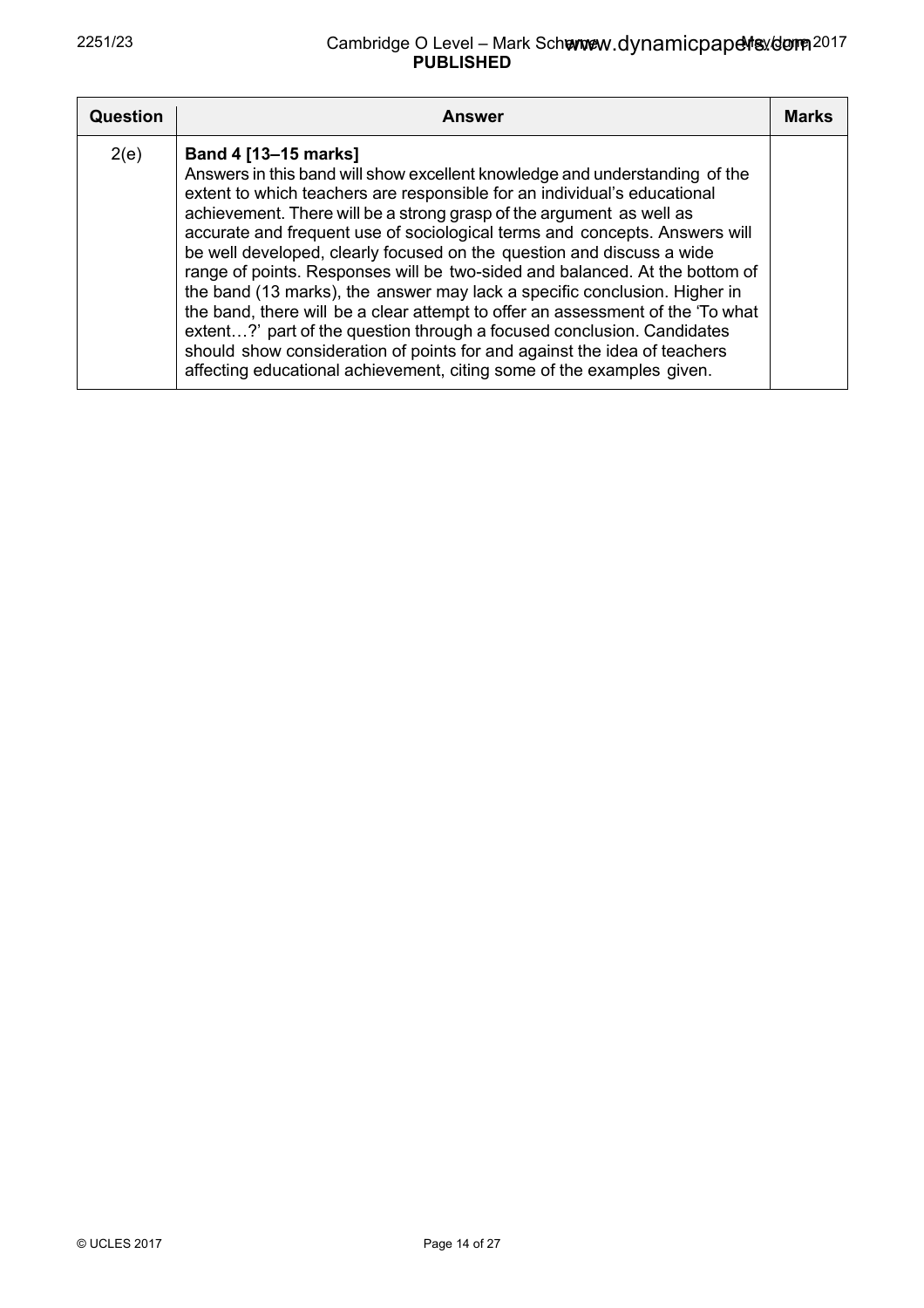| Question | Answer | Marks |
| --- | --- | --- |
| 2(e) | **Band 4 [13–15 marks]**<br>Answers in this band will show excellent knowledge and understanding of the extent to which teachers are responsible for an individual's educational achievement. There will be a strong grasp of the argument as well as accurate and frequent use of sociological terms and concepts. Answers will be well developed, clearly focused on the question and discuss a wide range of points. Responses will be two-sided and balanced. At the bottom of the band (13 marks), the answer may lack a specific conclusion. Higher in the band, there will be a clear attempt to offer an assessment of the 'To what extent…?' part of the question through a focused conclusion. Candidates should show consideration of points for and against the idea of teachers affecting educational achievement, citing some of the examples given. | |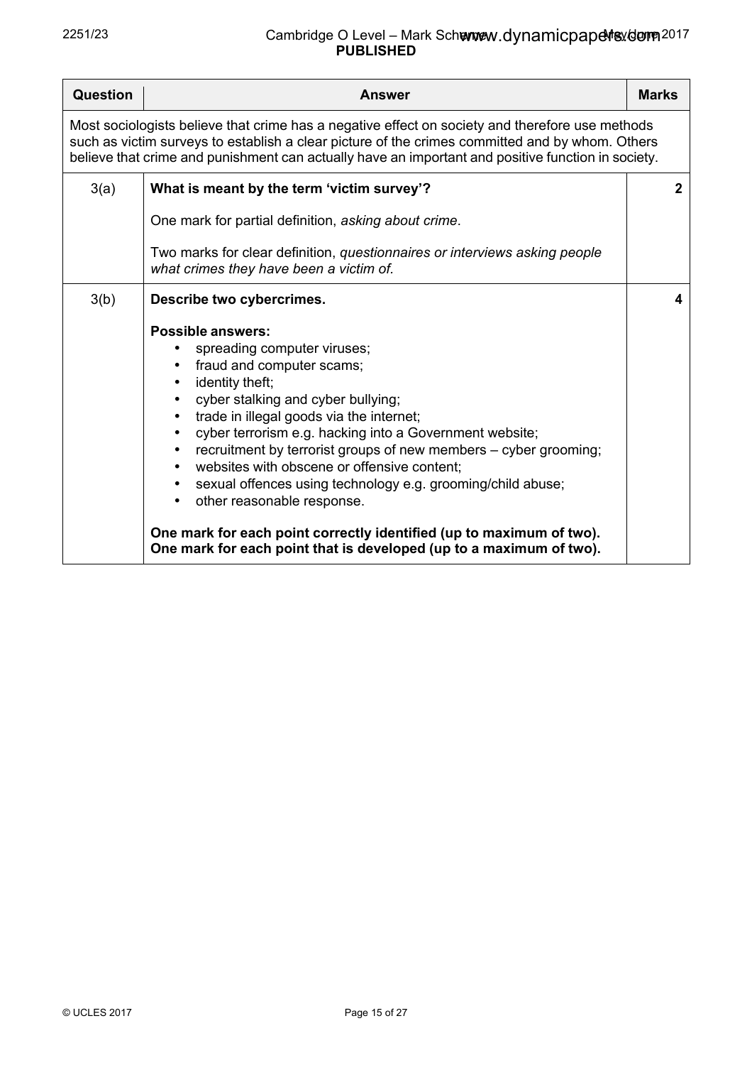| Question | Answer | Marks |
|---|---|---|
| Most sociologists believe that crime has a negative effect on society and therefore use methods such as victim surveys to establish a clear picture of the crimes committed and by whom. Others believe that crime and punishment can actually have an important and positive function in society. | | |
| 3(a) | **What is meant by the term 'victim survey'?**<br><br>One mark for partial definition, *asking about crime*.<br><br>Two marks for clear definition, *questionnaires or interviews asking people what crimes they have been a victim of.* | **2** |
| 3(b) | **Describe two cybercrimes.**<br><br>**Possible answers:**<br>• spreading computer viruses;<br>• fraud and computer scams;<br>• identity theft;<br>• cyber stalking and cyber bullying;<br>• trade in illegal goods via the internet;<br>• cyber terrorism e.g. hacking into a Government website;<br>• recruitment by terrorist groups of new members – cyber grooming;<br>• websites with obscene or offensive content;<br>• sexual offences using technology e.g. grooming/child abuse;<br>• other reasonable response.<br><br>**One mark for each point correctly identified (up to maximum of two).**<br>**One mark for each point that is developed (up to a maximum of two).** | **4** |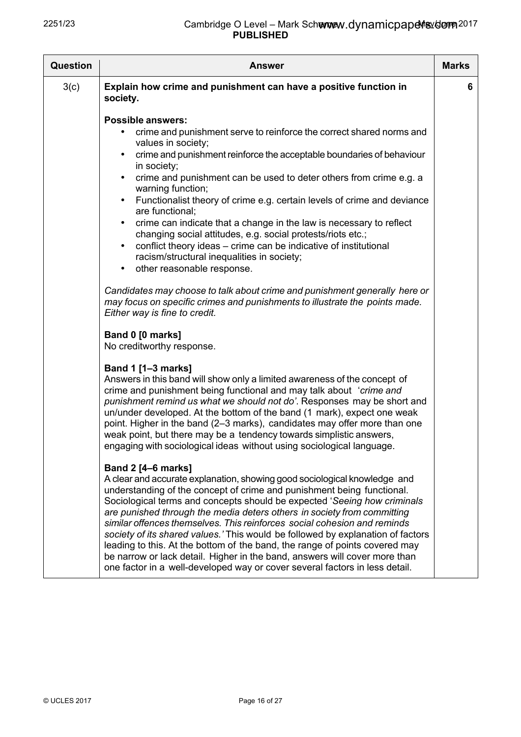| Question | Answer | Marks |
|---|---|---|
| 3(c) | **Explain how crime and punishment can have a positive function in society.**<br><br>**Possible answers:**<br>• crime and punishment serve to reinforce the correct shared norms and values in society;<br>• crime and punishment reinforce the acceptable boundaries of behaviour in society;<br>• crime and punishment can be used to deter others from crime e.g. a warning function;<br>• Functionalist theory of crime e.g. certain levels of crime and deviance are functional;<br>• crime can indicate that a change in the law is necessary to reflect changing social attitudes, e.g. social protests/riots etc.;<br>• conflict theory ideas – crime can be indicative of institutional racism/structural inequalities in society;<br>• other reasonable response.<br><br>*Candidates may choose to talk about crime and punishment generally here or may focus on specific crimes and punishments to illustrate the points made. Either way is fine to credit.*<br><br>**Band 0 [0 marks]**<br>No creditworthy response.<br><br>**Band 1 [1–3 marks]**<br>Answers in this band will show only a limited awareness of the concept of crime and punishment being functional and may talk about '*crime and punishment remind us what we should not do'*. Responses may be short and un/under developed. At the bottom of the band (1 mark), expect one weak point. Higher in the band (2–3 marks), candidates may offer more than one weak point, but there may be a tendency towards simplistic answers, engaging with sociological ideas without using sociological language.<br><br>**Band 2 [4–6 marks]**<br>A clear and accurate explanation, showing good sociological knowledge and understanding of the concept of crime and punishment being functional. Sociological terms and concepts should be expected '*Seeing how criminals are punished through the media deters others in society from committing similar offences themselves. This reinforces social cohesion and reminds society of its shared values.'* This would be followed by explanation of factors leading to this. At the bottom of the band, the range of points covered may be narrow or lack detail. Higher in the band, answers will cover more than one factor in a well-developed way or cover several factors in less detail. | 6 |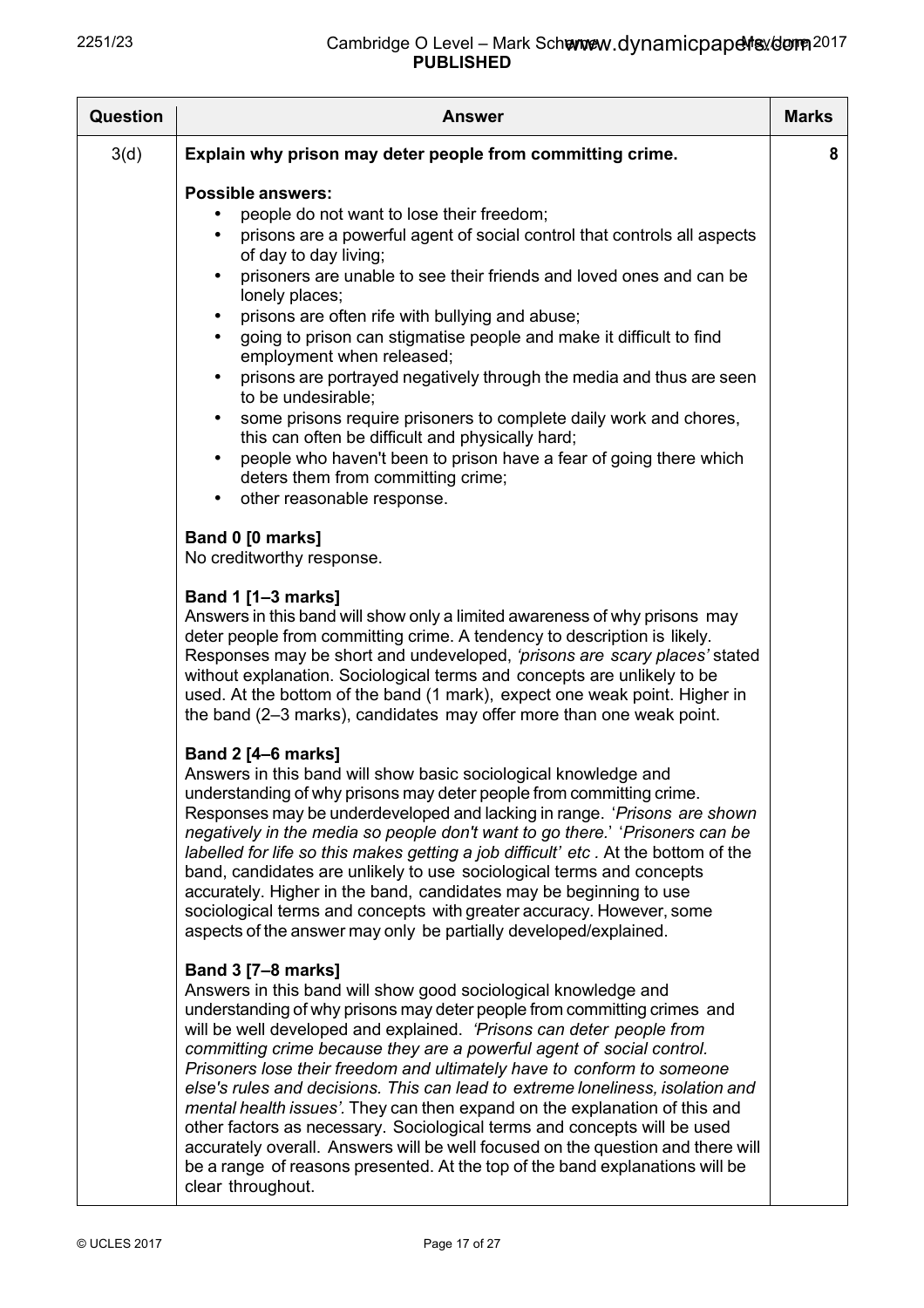| Question | Answer | Marks |
|---|---|---|
| 3(d) | **Explain why prison may deter people from committing crime.**<br><br>**Possible answers:**<br>• people do not want to lose their freedom;<br>• prisons are a powerful agent of social control that controls all aspects of day to day living;<br>• prisoners are unable to see their friends and loved ones and can be lonely places;<br>• prisons are often rife with bullying and abuse;<br>• going to prison can stigmatise people and make it difficult to find employment when released;<br>• prisons are portrayed negatively through the media and thus are seen to be undesirable;<br>• some prisons require prisoners to complete daily work and chores, this can often be difficult and physically hard;<br>• people who haven't been to prison have a fear of going there which deters them from committing crime;<br>• other reasonable response.<br><br>**Band 0 [0 marks]**<br>No creditworthy response.<br><br>**Band 1 [1–3 marks]**<br>Answers in this band will show only a limited awareness of why prisons may deter people from committing crime. A tendency to description is likely. Responses may be short and undeveloped, *'prisons are scary places'* stated without explanation. Sociological terms and concepts are unlikely to be used. At the bottom of the band (1 mark), expect one weak point. Higher in the band (2–3 marks), candidates may offer more than one weak point.<br><br>**Band 2 [4–6 marks]**<br>Answers in this band will show basic sociological knowledge and understanding of why prisons may deter people from committing crime. Responses may be underdeveloped and lacking in range. '*Prisons are shown negatively in the media so people don't want to go there.*' '*Prisoners can be labelled for life so this makes getting a job difficult' etc* . At the bottom of the band, candidates are unlikely to use sociological terms and concepts accurately. Higher in the band, candidates may be beginning to use sociological terms and concepts with greater accuracy. However, some aspects of the answer may only be partially developed/explained.<br><br>**Band 3 [7–8 marks]**<br>Answers in this band will show good sociological knowledge and understanding of why prisons may deter people from committing crimes and will be well developed and explained. *'Prisons can deter people from committing crime because they are a powerful agent of social control. Prisoners lose their freedom and ultimately have to conform to someone else's rules and decisions. This can lead to extreme loneliness, isolation and mental health issues'.* They can then expand on the explanation of this and other factors as necessary. Sociological terms and concepts will be used accurately overall. Answers will be well focused on the question and there will be a range of reasons presented. At the top of the band explanations will be clear throughout. | 8 |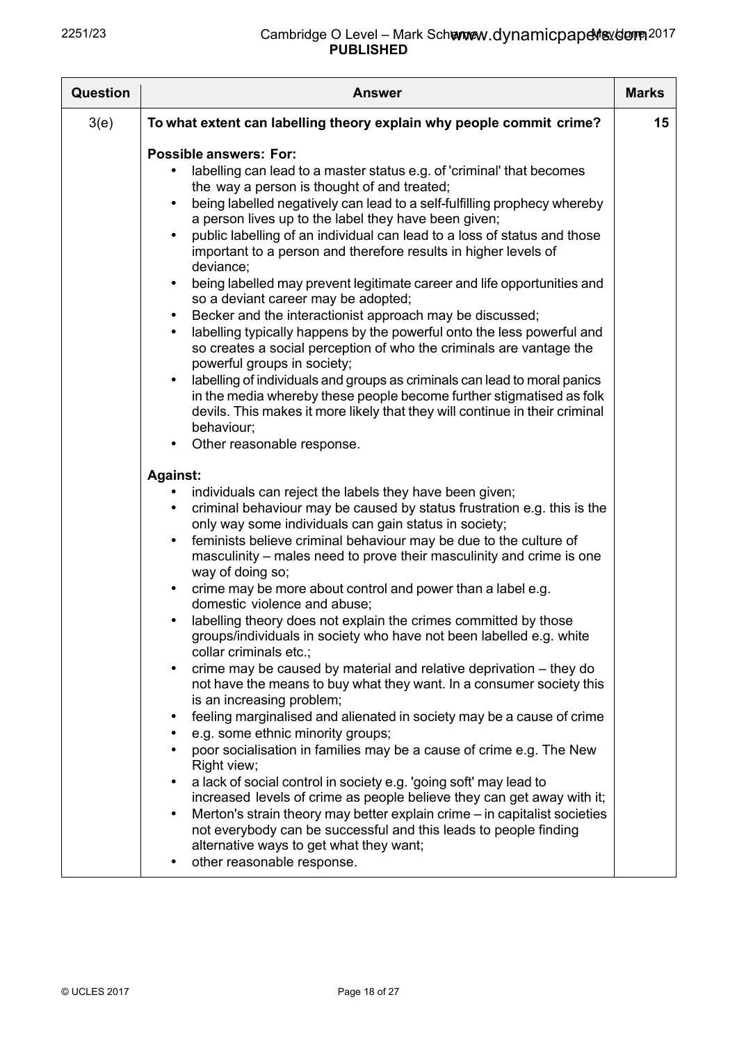| Question | Answer | Marks |
|---|---|---|
| 3(e) | **To what extent can labelling theory explain why people commit crime?**<br><br>**Possible answers: For:**<br>• labelling can lead to a master status e.g. of 'criminal' that becomes the way a person is thought of and treated;<br>• being labelled negatively can lead to a self-fulfilling prophecy whereby a person lives up to the label they have been given;<br>• public labelling of an individual can lead to a loss of status and those important to a person and therefore results in higher levels of deviance;<br>• being labelled may prevent legitimate career and life opportunities and so a deviant career may be adopted;<br>• Becker and the interactionist approach may be discussed;<br>• labelling typically happens by the powerful onto the less powerful and so creates a social perception of who the criminals are vantage the powerful groups in society;<br>• labelling of individuals and groups as criminals can lead to moral panics in the media whereby these people become further stigmatised as folk devils. This makes it more likely that they will continue in their criminal behaviour;<br>• Other reasonable response.<br><br>**Against:**<br>• individuals can reject the labels they have been given;<br>• criminal behaviour may be caused by status frustration e.g. this is the only way some individuals can gain status in society;<br>• feminists believe criminal behaviour may be due to the culture of masculinity – males need to prove their masculinity and crime is one way of doing so;<br>• crime may be more about control and power than a label e.g. domestic violence and abuse;<br>• labelling theory does not explain the crimes committed by those groups/individuals in society who have not been labelled e.g. white collar criminals etc.;<br>• crime may be caused by material and relative deprivation – they do not have the means to buy what they want. In a consumer society this is an increasing problem;<br>• feeling marginalised and alienated in society may be a cause of crime<br>• e.g. some ethnic minority groups;<br>• poor socialisation in families may be a cause of crime e.g. The New Right view;<br>• a lack of social control in society e.g. 'going soft' may lead to increased levels of crime as people believe they can get away with it;<br>• Merton's strain theory may better explain crime – in capitalist societies not everybody can be successful and this leads to people finding alternative ways to get what they want;<br>• other reasonable response. | 15 |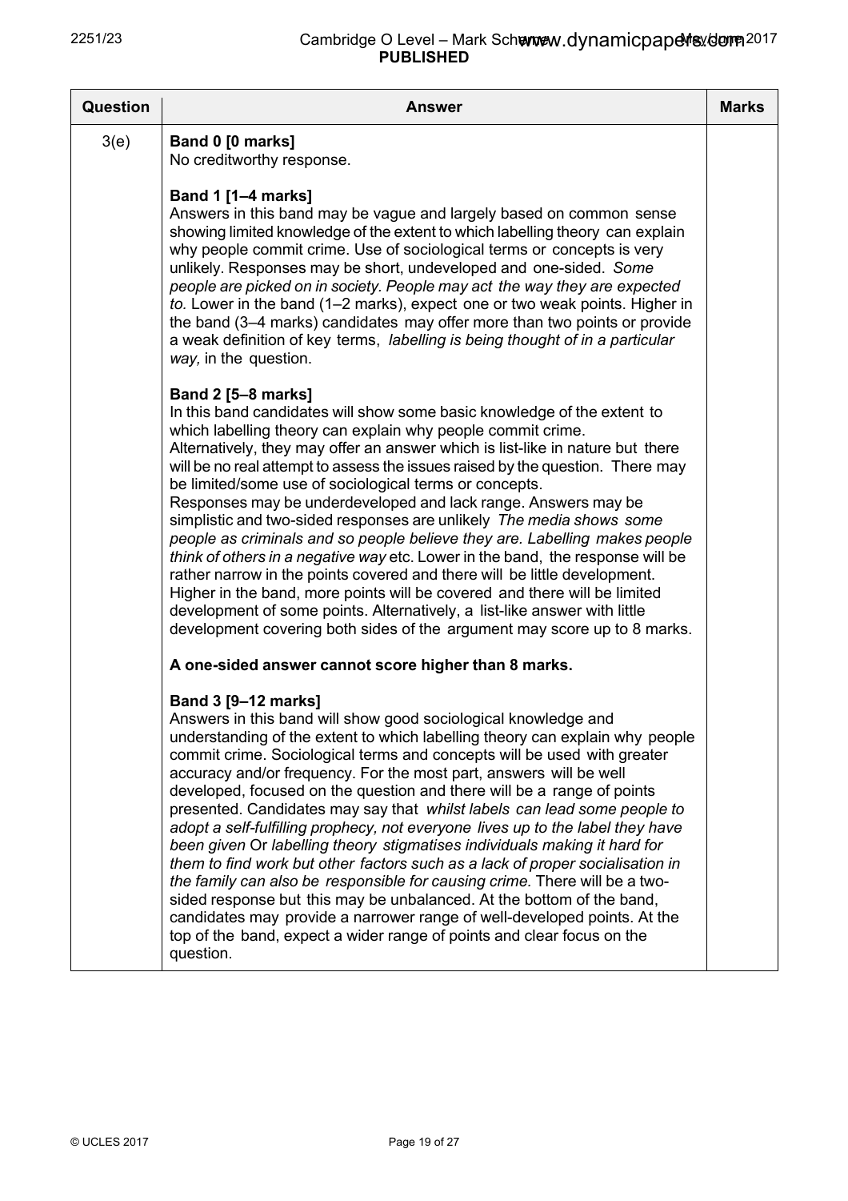| Question | Answer | Marks |
|---|---|---|
| 3(e) | **Band 0 [0 marks]**<br>No creditworthy response.<br><br>**Band 1 [1–4 marks]**<br>Answers in this band may be vague and largely based on common sense showing limited knowledge of the extent to which labelling theory can explain why people commit crime. Use of sociological terms or concepts is very unlikely. Responses may be short, undeveloped and one-sided. *Some people are picked on in society. People may act the way they are expected to.* Lower in the band (1–2 marks), expect one or two weak points. Higher in the band (3–4 marks) candidates may offer more than two points or provide a weak definition of key terms, *labelling is being thought of in a particular way,* in the question.<br><br>**Band 2 [5–8 marks]**<br>In this band candidates will show some basic knowledge of the extent to which labelling theory can explain why people commit crime. Alternatively, they may offer an answer which is list-like in nature but there will be no real attempt to assess the issues raised by the question. There may be limited/some use of sociological terms or concepts.<br>Responses may be underdeveloped and lack range. Answers may be simplistic and two-sided responses are unlikely *The media shows some people as criminals and so people believe they are. Labelling makes people think of others in a negative way* etc. Lower in the band, the response will be rather narrow in the points covered and there will be little development. Higher in the band, more points will be covered and there will be limited development of some points. Alternatively, a list-like answer with little development covering both sides of the argument may score up to 8 marks.<br><br>**A one-sided answer cannot score higher than 8 marks.**<br><br>**Band 3 [9–12 marks]**<br>Answers in this band will show good sociological knowledge and understanding of the extent to which labelling theory can explain why people commit crime. Sociological terms and concepts will be used with greater accuracy and/or frequency. For the most part, answers will be well developed, focused on the question and there will be a range of points presented. Candidates may say that *whilst labels can lead some people to adopt a self-fulfilling prophecy, not everyone lives up to the label they have been given* Or *labelling theory stigmatises individuals making it hard for them to find work but other factors such as a lack of proper socialisation in the family can also be responsible for causing crime.* There will be a two-sided response but this may be unbalanced. At the bottom of the band, candidates may provide a narrower range of well-developed points. At the top of the band, expect a wider range of points and clear focus on the question. | |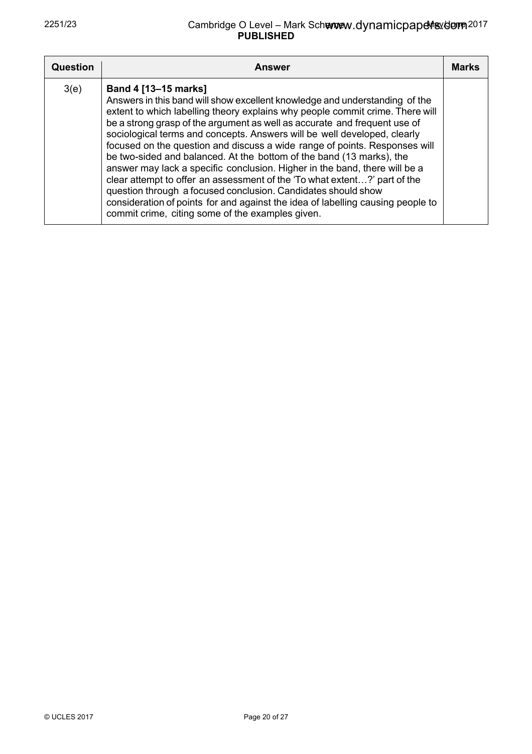| Question | Answer | Marks |
|---|---|---|
| 3(e) | **Band 4 [13–15 marks]**<br>Answers in this band will show excellent knowledge and understanding of the extent to which labelling theory explains why people commit crime. There will be a strong grasp of the argument as well as accurate and frequent use of sociological terms and concepts. Answers will be well developed, clearly focused on the question and discuss a wide range of points. Responses will be two-sided and balanced. At the bottom of the band (13 marks), the answer may lack a specific conclusion. Higher in the band, there will be a clear attempt to offer an assessment of the 'To what extent…?' part of the question through a focused conclusion. Candidates should show consideration of points for and against the idea of labelling causing people to commit crime, citing some of the examples given. | |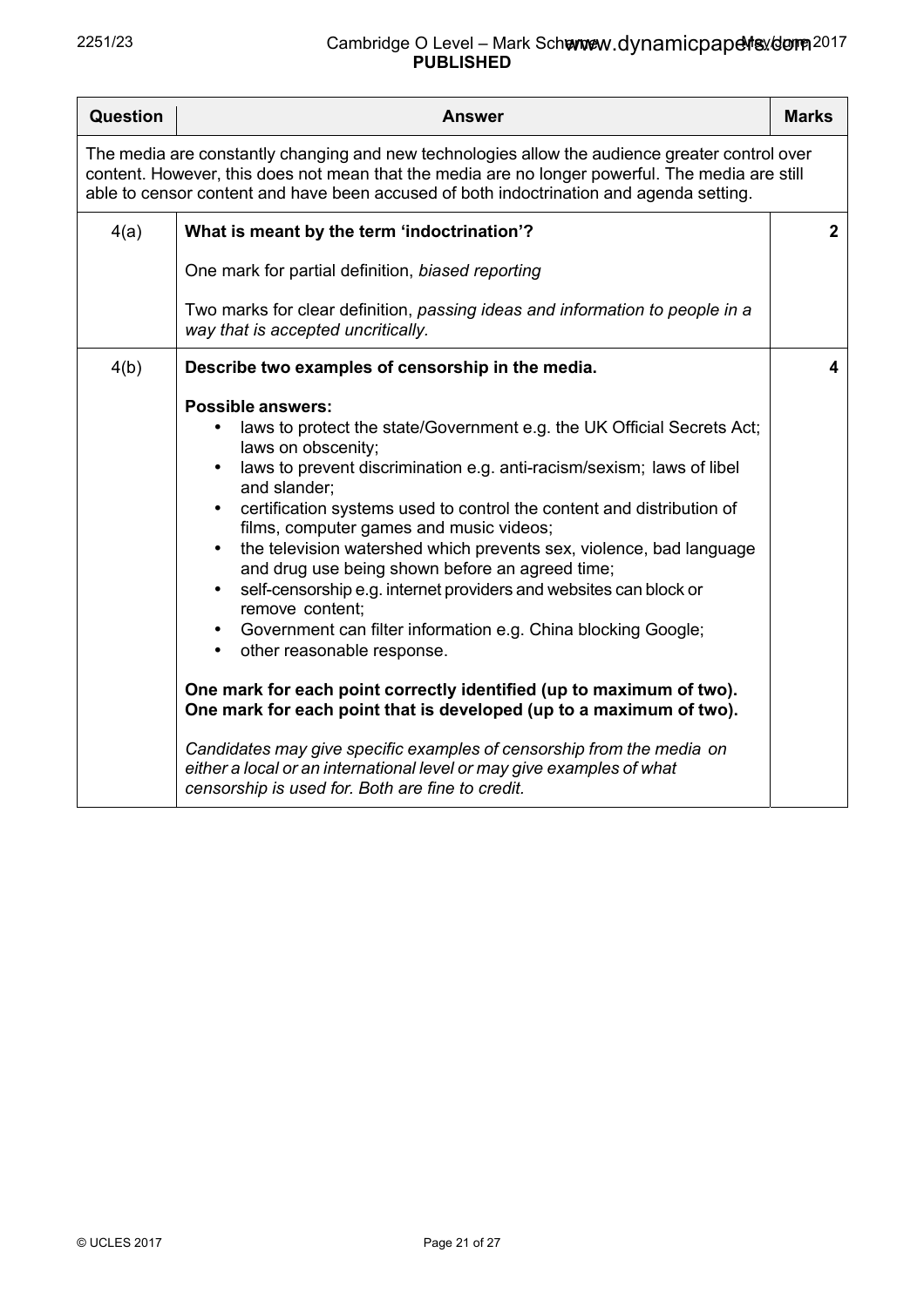| Question | Answer | Marks |
|---|---|---|
| The media are constantly changing and new technologies allow the audience greater control over content. However, this does not mean that the media are no longer powerful. The media are still able to censor content and have been accused of both indoctrination and agenda setting. | | |
| 4(a) | **What is meant by the term 'indoctrination'?**<br><br>One mark for partial definition, *biased reporting*<br><br>Two marks for clear definition, *passing ideas and information to people in a way that is accepted uncritically.* | 2 |
| 4(b) | **Describe two examples of censorship in the media.**<br><br>**Possible answers:**<br>• laws to protect the state/Government e.g. the UK Official Secrets Act; laws on obscenity;<br>• laws to prevent discrimination e.g. anti-racism/sexism; laws of libel and slander;<br>• certification systems used to control the content and distribution of films, computer games and music videos;<br>• the television watershed which prevents sex, violence, bad language and drug use being shown before an agreed time;<br>• self-censorship e.g. internet providers and websites can block or remove content;<br>• Government can filter information e.g. China blocking Google;<br>• other reasonable response.<br><br>**One mark for each point correctly identified (up to maximum of two).**<br>**One mark for each point that is developed (up to a maximum of two).**<br><br>*Candidates may give specific examples of censorship from the media on either a local or an international level or may give examples of what censorship is used for. Both are fine to credit.* | 4 |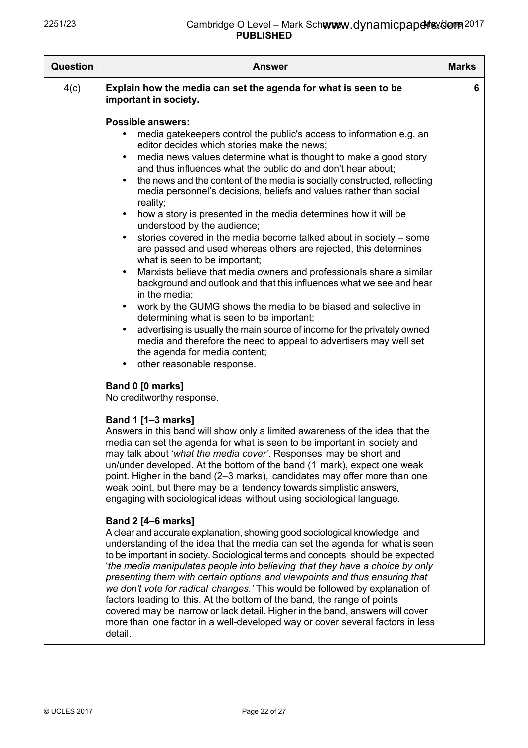| Question | Answer | Marks |
|---|---|---|
| 4(c) | **Explain how the media can set the agenda for what is seen to be important in society.**<br><br>**Possible answers:**<br>• media gatekeepers control the public's access to information e.g. an editor decides which stories make the news;<br>• media news values determine what is thought to make a good story and thus influences what the public do and don't hear about;<br>• the news and the content of the media is socially constructed, reflecting media personnel's decisions, beliefs and values rather than social reality;<br>• how a story is presented in the media determines how it will be understood by the audience;<br>• stories covered in the media become talked about in society – some are passed and used whereas others are rejected, this determines what is seen to be important;<br>• Marxists believe that media owners and professionals share a similar background and outlook and that this influences what we see and hear in the media;<br>• work by the GUMG shows the media to be biased and selective in determining what is seen to be important;<br>• advertising is usually the main source of income for the privately owned media and therefore the need to appeal to advertisers may well set the agenda for media content;<br>• other reasonable response.<br><br>**Band 0 [0 marks]**<br>No creditworthy response.<br><br>**Band 1 [1–3 marks]**<br>Answers in this band will show only a limited awareness of the idea that the media can set the agenda for what is seen to be important in society and may talk about '*what the media cover*'. Responses may be short and un/under developed. At the bottom of the band (1 mark), expect one weak point. Higher in the band (2–3 marks), candidates may offer more than one weak point, but there may be a tendency towards simplistic answers, engaging with sociological ideas without using sociological language.<br><br>**Band 2 [4–6 marks]**<br>A clear and accurate explanation, showing good sociological knowledge and understanding of the idea that the media can set the agenda for what is seen to be important in society. Sociological terms and concepts should be expected '*the media manipulates people into believing that they have a choice by only presenting them with certain options and viewpoints and thus ensuring that we don't vote for radical changes.'* This would be followed by explanation of factors leading to this. At the bottom of the band, the range of points covered may be narrow or lack detail. Higher in the band, answers will cover more than one factor in a well-developed way or cover several factors in less detail. | 6 |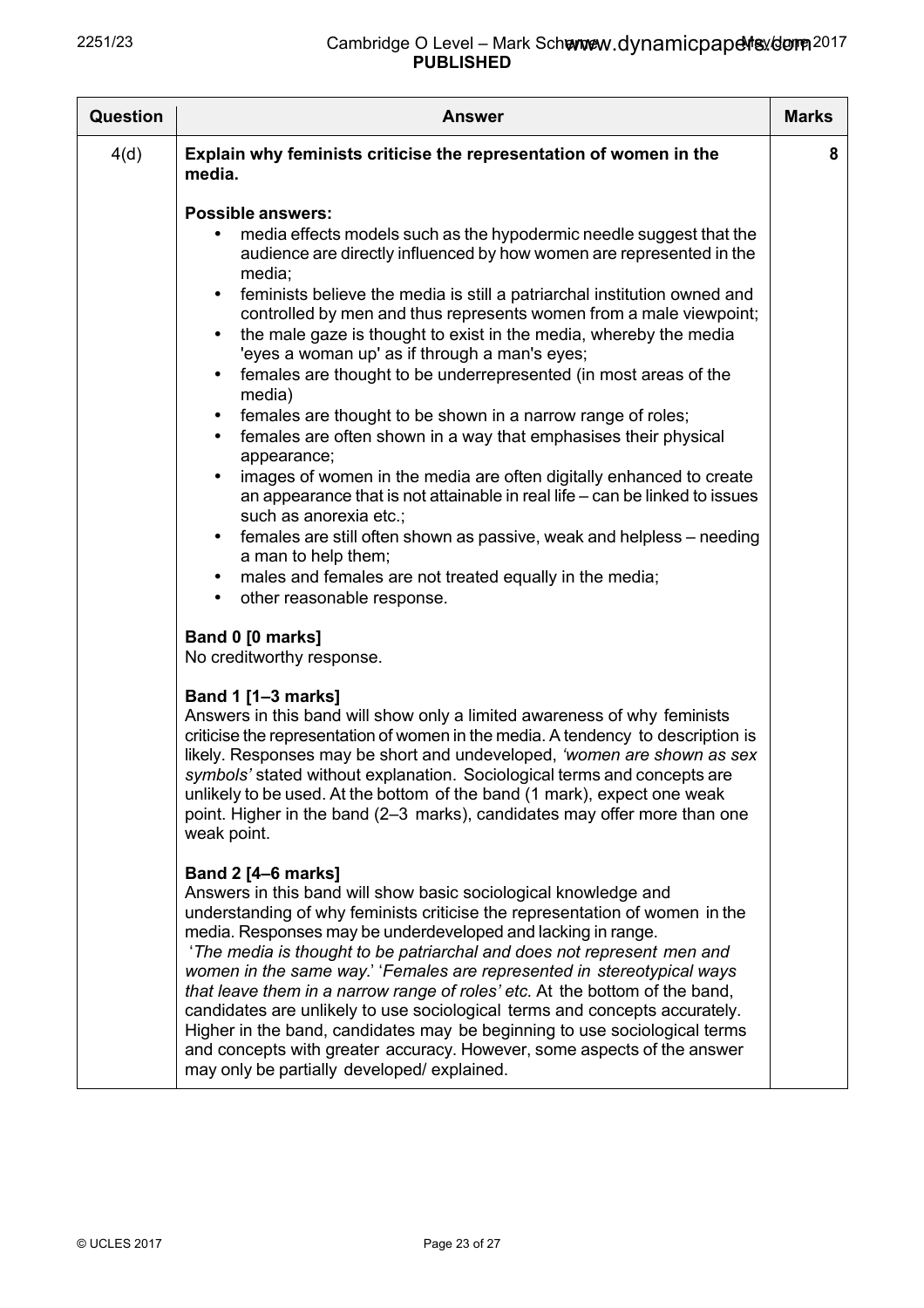| Question | Answer | Marks |
|---|---|---|
| 4(d) | **Explain why feminists criticise the representation of women in the media.**<br><br>**Possible answers:**<br>• media effects models such as the hypodermic needle suggest that the audience are directly influenced by how women are represented in the media;<br>• feminists believe the media is still a patriarchal institution owned and controlled by men and thus represents women from a male viewpoint;<br>• the male gaze is thought to exist in the media, whereby the media 'eyes a woman up' as if through a man's eyes;<br>• females are thought to be underrepresented (in most areas of the media)<br>• females are thought to be shown in a narrow range of roles;<br>• females are often shown in a way that emphasises their physical appearance;<br>• images of women in the media are often digitally enhanced to create an appearance that is not attainable in real life – can be linked to issues such as anorexia etc.;<br>• females are still often shown as passive, weak and helpless – needing a man to help them;<br>• males and females are not treated equally in the media;<br>• other reasonable response.<br><br>**Band 0 [0 marks]**<br>No creditworthy response.<br><br>**Band 1 [1–3 marks]**<br>Answers in this band will show only a limited awareness of why feminists criticise the representation of women in the media. A tendency to description is likely. Responses may be short and undeveloped, *'women are shown as sex symbols'* stated without explanation. Sociological terms and concepts are unlikely to be used. At the bottom of the band (1 mark), expect one weak point. Higher in the band (2–3 marks), candidates may offer more than one weak point.<br><br>**Band 2 [4–6 marks]**<br>Answers in this band will show basic sociological knowledge and understanding of why feminists criticise the representation of women in the media. Responses may be underdeveloped and lacking in range.<br>'*The media is thought to be patriarchal and does not represent men and women in the same way.*' '*Females are represented in stereotypical ways that leave them in a narrow range of roles' etc.* At the bottom of the band, candidates are unlikely to use sociological terms and concepts accurately. Higher in the band, candidates may be beginning to use sociological terms and concepts with greater accuracy. However, some aspects of the answer may only be partially developed/ explained. | 8 |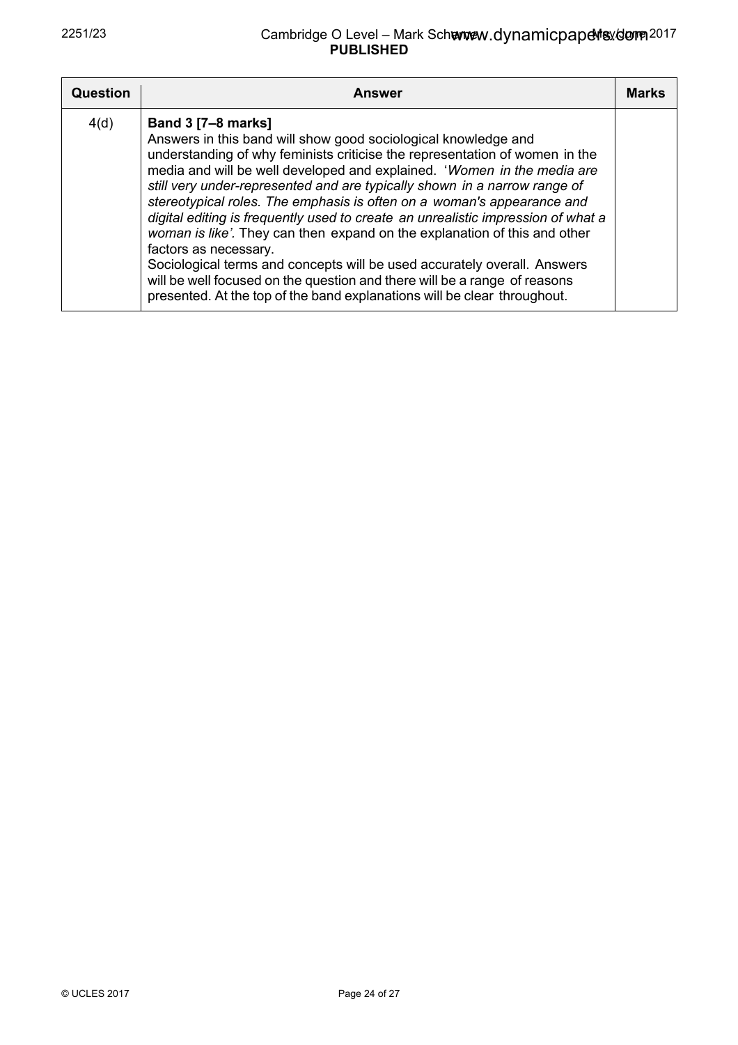| Question | Answer | Marks |
|---|---|---|
| 4(d) | **Band 3 [7–8 marks]**<br>Answers in this band will show good sociological knowledge and understanding of why feminists criticise the representation of women in the media and will be well developed and explained. '*Women in the media are still very under-represented and are typically shown in a narrow range of stereotypical roles. The emphasis is often on a woman's appearance and digital editing is frequently used to create an unrealistic impression of what a woman is like'*. They can then expand on the explanation of this and other factors as necessary.<br>Sociological terms and concepts will be used accurately overall. Answers will be well focused on the question and there will be a range of reasons presented. At the top of the band explanations will be clear throughout. | |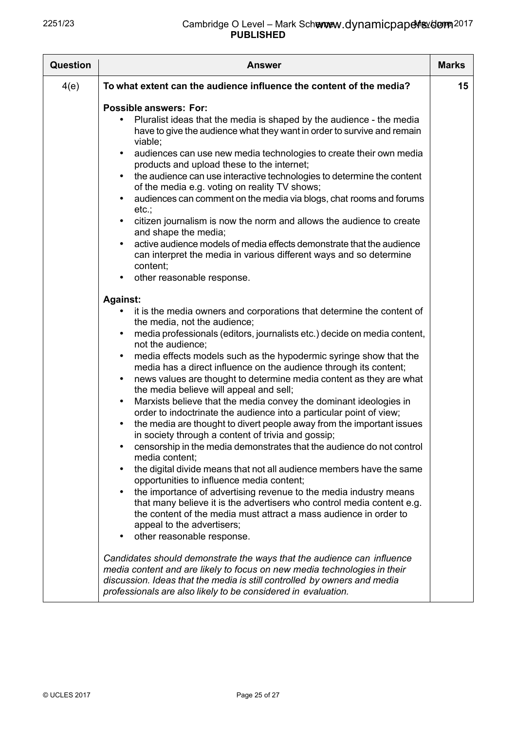| Question | Answer | Marks |
|---|---|---|
| 4(e) | **To what extent can the audience influence the content of the media?**<br><br>**Possible answers: For:**<br>• Pluralist ideas that the media is shaped by the audience - the media have to give the audience what they want in order to survive and remain viable;<br>• audiences can use new media technologies to create their own media products and upload these to the internet;<br>• the audience can use interactive technologies to determine the content of the media e.g. voting on reality TV shows;<br>• audiences can comment on the media via blogs, chat rooms and forums etc.;<br>• citizen journalism is now the norm and allows the audience to create and shape the media;<br>• active audience models of media effects demonstrate that the audience can interpret the media in various different ways and so determine content;<br>• other reasonable response.<br><br>**Against:**<br>• it is the media owners and corporations that determine the content of the media, not the audience;<br>• media professionals (editors, journalists etc.) decide on media content, not the audience;<br>• media effects models such as the hypodermic syringe show that the media has a direct influence on the audience through its content;<br>• news values are thought to determine media content as they are what the media believe will appeal and sell;<br>• Marxists believe that the media convey the dominant ideologies in order to indoctrinate the audience into a particular point of view;<br>• the media are thought to divert people away from the important issues in society through a content of trivia and gossip;<br>• censorship in the media demonstrates that the audience do not control media content;<br>• the digital divide means that not all audience members have the same opportunities to influence media content;<br>• the importance of advertising revenue to the media industry means that many believe it is the advertisers who control media content e.g. the content of the media must attract a mass audience in order to appeal to the advertisers;<br>• other reasonable response.<br><br>*Candidates should demonstrate the ways that the audience can influence media content and are likely to focus on new media technologies in their discussion. Ideas that the media is still controlled by owners and media professionals are also likely to be considered in evaluation.* | 15 |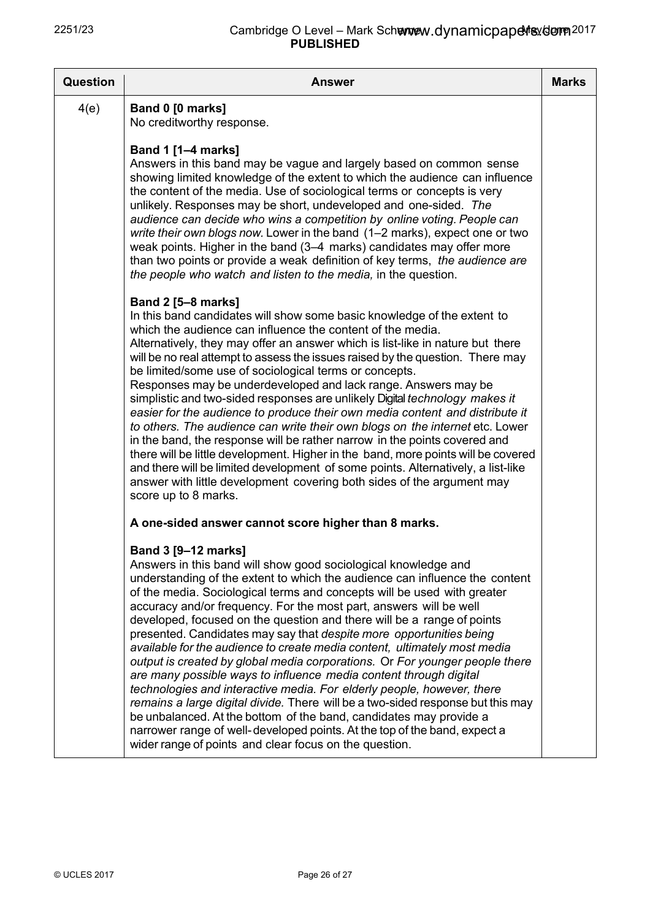| Question | Answer | Marks |
|---|---|---|
| 4(e) | **Band 0 [0 marks]**<br>No creditworthy response.<br><br>**Band 1 [1–4 marks]**<br>Answers in this band may be vague and largely based on common sense showing limited knowledge of the extent to which the audience can influence the content of the media. Use of sociological terms or concepts is very unlikely. Responses may be short, undeveloped and one-sided. *The audience can decide who wins a competition by online voting. People can write their own blogs now*. Lower in the band (1–2 marks), expect one or two weak points. Higher in the band (3–4 marks) candidates may offer more than two points or provide a weak definition of key terms, *the audience are the people who watch and listen to the media,* in the question.<br><br>**Band 2 [5–8 marks]**<br>In this band candidates will show some basic knowledge of the extent to which the audience can influence the content of the media.<br>Alternatively, they may offer an answer which is list-like in nature but there will be no real attempt to assess the issues raised by the question. There may be limited/some use of sociological terms or concepts.<br>Responses may be underdeveloped and lack range. Answers may be simplistic and two-sided responses are unlikely Digital *technology makes it easier for the audience to produce their own media content and distribute it to others. The audience can write their own blogs on the internet* etc. Lower in the band, the response will be rather narrow in the points covered and there will be little development. Higher in the band, more points will be covered and there will be limited development of some points. Alternatively, a list-like answer with little development covering both sides of the argument may score up to 8 marks.<br><br>**A one-sided answer cannot score higher than 8 marks.**<br><br>**Band 3 [9–12 marks]**<br>Answers in this band will show good sociological knowledge and understanding of the extent to which the audience can influence the content of the media. Sociological terms and concepts will be used with greater accuracy and/or frequency. For the most part, answers will be well developed, focused on the question and there will be a range of points presented. Candidates may say that *despite more opportunities being available for the audience to create media content, ultimately most media output is created by global media corporations.* Or *For younger people there are many possible ways to influence media content through digital technologies and interactive media. For elderly people, however, there remains a large digital divide.* There will be a two-sided response but this may be unbalanced. At the bottom of the band, candidates may provide a narrower range of well-developed points. At the top of the band, expect a wider range of points and clear focus on the question. | |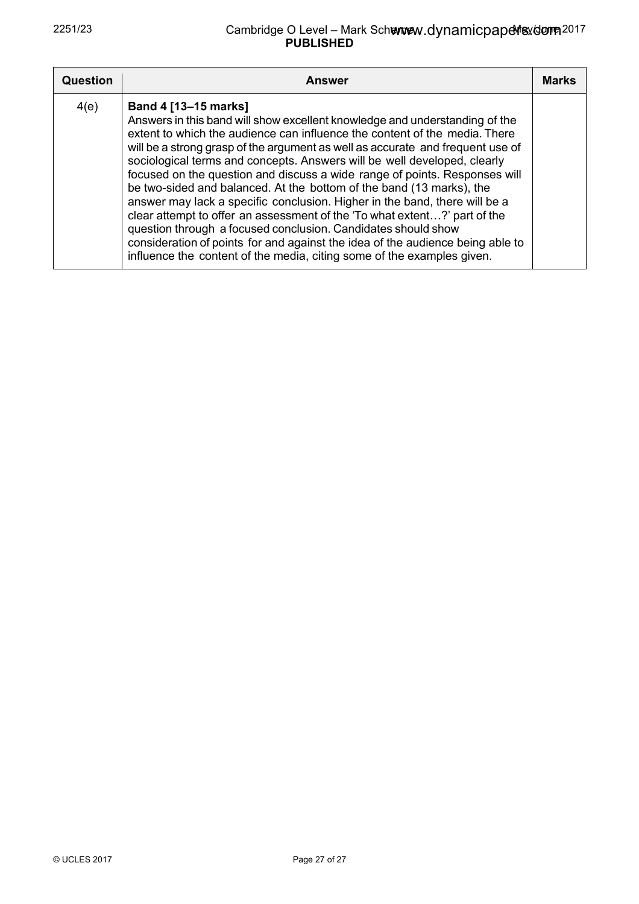| Question | Answer | Marks |
|---|---|---|
| 4(e) | **Band 4 [13–15 marks]**<br>Answers in this band will show excellent knowledge and understanding of the extent to which the audience can influence the content of the media. There will be a strong grasp of the argument as well as accurate and frequent use of sociological terms and concepts. Answers will be well developed, clearly focused on the question and discuss a wide range of points. Responses will be two-sided and balanced. At the bottom of the band (13 marks), the answer may lack a specific conclusion. Higher in the band, there will be a clear attempt to offer an assessment of the 'To what extent…?' part of the question through a focused conclusion. Candidates should show consideration of points for and against the idea of the audience being able to influence the content of the media, citing some of the examples given. | |